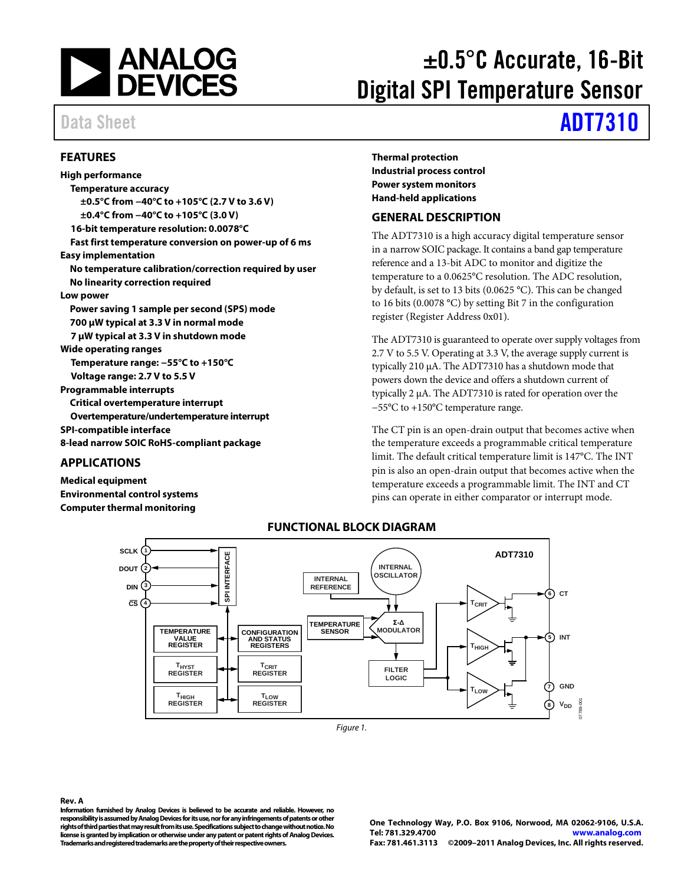# ±0.5°C Accurate, 16-Bit Digital SPI Temperature Sensor

Data Sheet **ADT7310**

## FEATURES

**High performance**
- **Temperature accuracy**
  - **±0.5°C from −40°C to +105°C (2.7 V to 3.6 V)**
  - **±0.4°C from −40°C to +105°C (3.0 V)**
- **16-bit temperature resolution: 0.0078°C**
- **Fast first temperature conversion on power-up of 6 ms**

**Easy implementation**
- **No temperature calibration/correction required by user**
- **No linearity correction required**

**Low power**
- **Power saving 1 sample per second (SPS) mode**
- **700 μW typical at 3.3 V in normal mode**
- **7 μW typical at 3.3 V in shutdown mode**

**Wide operating ranges**
- **Temperature range: −55°C to +150°C**
- **Voltage range: 2.7 V to 5.5 V**

**Programmable interrupts**
- **Critical overtemperature interrupt**
- **Overtemperature/undertemperature interrupt**

**SPI-compatible interface**

**8-lead narrow SOIC RoHS-compliant package**

## APPLICATIONS

**Medical equipment**
**Environmental control systems**
**Computer thermal monitoring**
**Thermal protection**
**Industrial process control**
**Power system monitors**
**Hand-held applications**

## GENERAL DESCRIPTION

The ADT7310 is a high accuracy digital temperature sensor in a narrow SOIC package. It contains a band gap temperature reference and a 13-bit ADC to monitor and digitize the temperature to a 0.0625°C resolution. The ADC resolution, by default, is set to 13 bits (0.0625 °C). This can be changed to 16 bits (0.0078 °C) by setting Bit 7 in the configuration register (Register Address 0x01).

The ADT7310 is guaranteed to operate over supply voltages from 2.7 V to 5.5 V. Operating at 3.3 V, the average supply current is typically 210 μA. The ADT7310 has a shutdown mode that powers down the device and offers a shutdown current of typically 2 μA. The ADT7310 is rated for operation over the −55°C to +150°C temperature range.

The CT pin is an open-drain output that becomes active when the temperature exceeds a programmable critical temperature limit. The default critical temperature limit is 147°C. The INT pin is also an open-drain output that becomes active when the temperature exceeds a programmable limit. The INT and CT pins can operate in either comparator or interrupt mode.

## FUNCTIONAL BLOCK DIAGRAM

Figure 1.

Rev. A

Information furnished by Analog Devices is believed to be accurate and reliable. However, no responsibility is assumed by Analog Devices for its use, nor for any infringements of patents or other rights of third parties that may result from its use. Specifications subject to change without notice. No license is granted by implication or otherwise under any patent or patent rights of Analog Devices. Trademarks and registered trademarks are the property of their respective owners.

One Technology Way, P.O. Box 9106, Norwood, MA 02062-9106, U.S.A.
Tel: 781.329.4700 www.analog.com
Fax: 781.461.3113 ©2009–2011 Analog Devices, Inc. All rights reserved.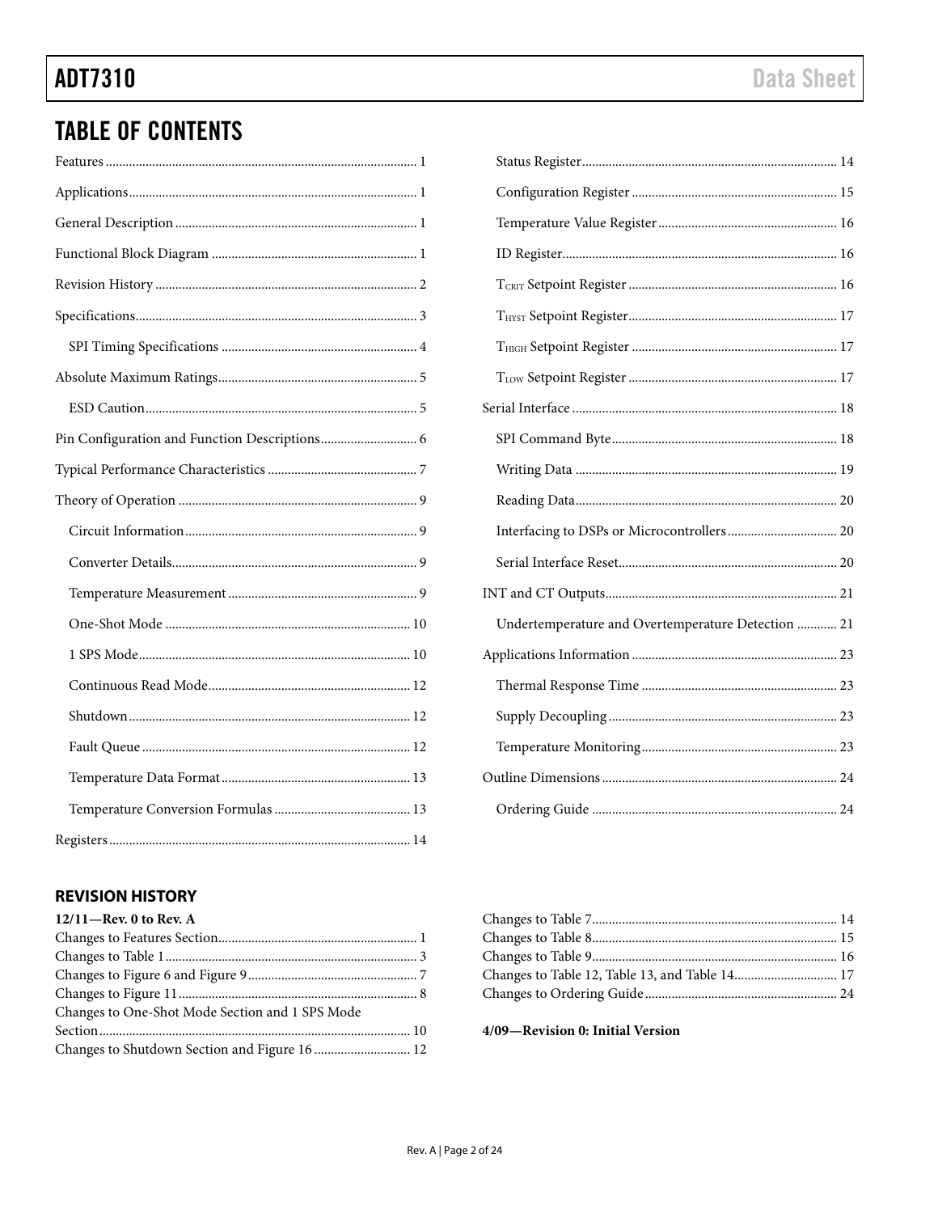## TABLE OF CONTENTS

Features ... 1
Applications ... 1
General Description ... 1
Functional Block Diagram ... 1
Revision History ... 2
Specifications ... 3
  SPI Timing Specifications ... 4
Absolute Maximum Ratings ... 5
  ESD Caution ... 5
Pin Configuration and Function Descriptions ... 6
Typical Performance Characteristics ... 7
Theory of Operation ... 9
  Circuit Information ... 9
  Converter Details ... 9
  Temperature Measurement ... 9
  One-Shot Mode ... 10
  1 SPS Mode ... 10
  Continuous Read Mode ... 12
  Shutdown ... 12
  Fault Queue ... 12
  Temperature Data Format ... 13
  Temperature Conversion Formulas ... 13
Registers ... 14
  Status Register ... 14
  Configuration Register ... 15
  Temperature Value Register ... 16
  ID Register ... 16
  $T_{CRIT}$ Setpoint Register ... 16
  $T_{HYST}$ Setpoint Register ... 17
  $T_{HIGH}$ Setpoint Register ... 17
  $T_{LOW}$ Setpoint Register ... 17
Serial Interface ... 18
  SPI Command Byte ... 18
  Writing Data ... 19
  Reading Data ... 20
  Interfacing to DSPs or Microcontrollers ... 20
  Serial Interface Reset ... 20
INT and CT Outputs ... 21
  Undertemperature and Overtemperature Detection ... 21
Applications Information ... 23
  Thermal Response Time ... 23
  Supply Decoupling ... 23
  Temperature Monitoring ... 23
Outline Dimensions ... 24
  Ordering Guide ... 24

### REVISION HISTORY

**12/11—Rev. 0 to Rev. A**

Changes to Features Section ... 1
Changes to Table 1 ... 3
Changes to Figure 6 and Figure 9 ... 7
Changes to Figure 11 ... 8
Changes to One-Shot Mode Section and 1 SPS Mode Section ... 10
Changes to Shutdown Section and Figure 16 ... 12
Changes to Table 7 ... 14
Changes to Table 8 ... 15
Changes to Table 9 ... 16
Changes to Table 12, Table 13, and Table 14 ... 17
Changes to Ordering Guide ... 24

**4/09—Revision 0: Initial Version**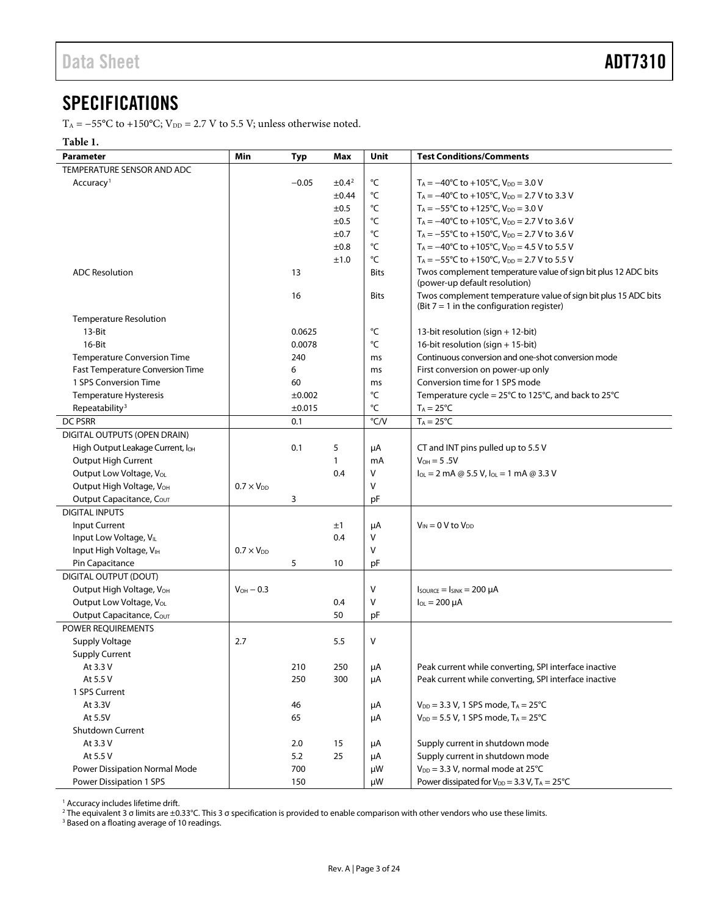## SPECIFICATIONS

$T_A$ = −55°C to +150°C; $V_{DD}$ = 2.7 V to 5.5 V; unless otherwise noted.

**Table 1.**

| Parameter | Min | Typ | Max | Unit | Test Conditions/Comments |
|---|---|---|---|---|---|
| TEMPERATURE SENSOR AND ADC | | | | | |
| Accuracy[1] | | −0.05 | ±0.4[2] | °C | $T_A$ = −40°C to +105°C, $V_{DD}$ = 3.0 V |
| | | | ±0.44 | °C | $T_A$ = −40°C to +105°C, $V_{DD}$ = 2.7 V to 3.3 V |
| | | | ±0.5 | °C | $T_A$ = −55°C to +125°C, $V_{DD}$ = 3.0 V |
| | | | ±0.5 | °C | $T_A$ = −40°C to +105°C, $V_{DD}$ = 2.7 V to 3.6 V |
| | | | ±0.7 | °C | $T_A$ = −55°C to +150°C, $V_{DD}$ = 2.7 V to 3.6 V |
| | | | ±0.8 | °C | $T_A$ = −40°C to +105°C, $V_{DD}$ = 4.5 V to 5.5 V |
| | | | ±1.0 | °C | $T_A$ = −55°C to +150°C, $V_{DD}$ = 2.7 V to 5.5 V |
| ADC Resolution | | 13 | | Bits | Twos complement temperature value of sign bit plus 12 ADC bits (power-up default resolution) |
| | | 16 | | Bits | Twos complement temperature value of sign bit plus 15 ADC bits (Bit 7 = 1 in the configuration register) |
| Temperature Resolution | | | | | |
| 13-Bit | | 0.0625 | | °C | 13-bit resolution (sign + 12-bit) |
| 16-Bit | | 0.0078 | | °C | 16-bit resolution (sign + 15-bit) |
| Temperature Conversion Time | | 240 | | ms | Continuous conversion and one-shot conversion mode |
| Fast Temperature Conversion Time | | 6 | | ms | First conversion on power-up only |
| 1 SPS Conversion Time | | 60 | | ms | Conversion time for 1 SPS mode |
| Temperature Hysteresis | | ±0.002 | | °C | Temperature cycle = 25°C to 125°C, and back to 25°C |
| Repeatability[3] | | ±0.015 | | °C | $T_A$ = 25°C |
| DC PSRR | | 0.1 | | °C/V | $T_A$ = 25°C |
| DIGITAL OUTPUTS (OPEN DRAIN) | | | | | |
| High Output Leakage Current, $I_{OH}$ | | 0.1 | 5 | µA | CT and INT pins pulled up to 5.5 V |
| Output High Current | | | 1 | mA | $V_{OH}$ = 5 .5V |
| Output Low Voltage, $V_{OL}$ | | | 0.4 | V | $I_{OL}$ = 2 mA @ 5.5 V, $I_{OL}$ = 1 mA @ 3.3 V |
| Output High Voltage, $V_{OH}$ | 0.7 × $V_{DD}$ | | | V | |
| Output Capacitance, $C_{OUT}$ | | 3 | | pF | |
| DIGITAL INPUTS | | | | | |
| Input Current | | | ±1 | µA | $V_{IN}$ = 0 V to $V_{DD}$ |
| Input Low Voltage, $V_{IL}$ | | | 0.4 | V | |
| Input High Voltage, $V_{IH}$ | 0.7 × $V_{DD}$ | | | V | |
| Pin Capacitance | | 5 | 10 | pF | |
| DIGITAL OUTPUT (DOUT) | | | | | |
| Output High Voltage, $V_{OH}$ | $V_{OH}$ − 0.3 | | | V | $I_{SOURCE}$ = $I_{SINK}$ = 200 µA |
| Output Low Voltage, $V_{OL}$ | | | 0.4 | V | $I_{OL}$ = 200 µA |
| Output Capacitance, $C_{OUT}$ | | | 50 | pF | |
| POWER REQUIREMENTS | | | | | |
| Supply Voltage | 2.7 | | 5.5 | V | |
| Supply Current | | | | | |
| At 3.3 V | | 210 | 250 | µA | Peak current while converting, SPI interface inactive |
| At 5.5 V | | 250 | 300 | µA | Peak current while converting, SPI interface inactive |
| 1 SPS Current | | | | | |
| At 3.3V | | 46 | | µA | $V_{DD}$ = 3.3 V, 1 SPS mode, $T_A$ = 25°C |
| At 5.5V | | 65 | | µA | $V_{DD}$ = 5.5 V, 1 SPS mode, $T_A$ = 25°C |
| Shutdown Current | | | | | |
| At 3.3 V | | 2.0 | 15 | µA | Supply current in shutdown mode |
| At 5.5 V | | 5.2 | 25 | µA | Supply current in shutdown mode |
| Power Dissipation Normal Mode | | 700 | | µW | $V_{DD}$ = 3.3 V, normal mode at 25°C |
| Power Dissipation 1 SPS | | 150 | | µW | Power dissipated for $V_{DD}$ = 3.3 V, $T_A$ = 25°C |

[1] Accuracy includes lifetime drift.
[2] The equivalent 3 σ limits are ±0.33°C. This 3 σ specification is provided to enable comparison with other vendors who use these limits.
[3] Based on a floating average of 10 readings.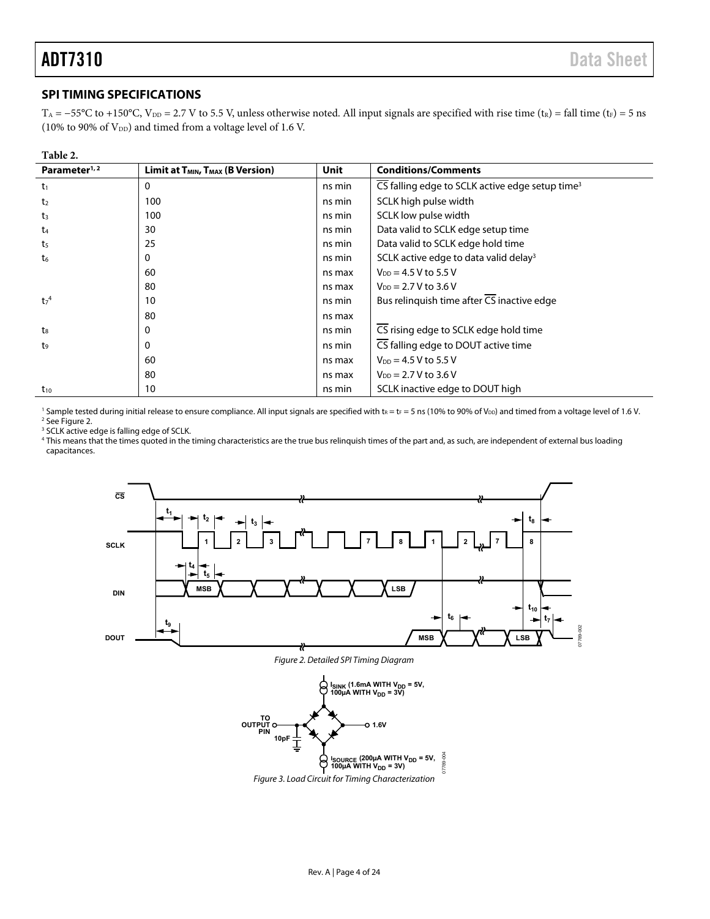## SPI TIMING SPECIFICATIONS

$T_A$ = −55°C to +150°C, $V_{DD}$ = 2.7 V to 5.5 V, unless otherwise noted. All input signals are specified with rise time ($t_R$) = fall time ($t_F$) = 5 ns (10% to 90% of $V_{DD}$) and timed from a voltage level of 1.6 V.

**Table 2.**

| Parameter[1, 2] | Limit at $T_{MIN}$, $T_{MAX}$ (B Version) | Unit | Conditions/Comments |
|---|---|---|---|
| $t_1$ | 0 | ns min | $\overline{CS}$ falling edge to SCLK active edge setup time[3] |
| $t_2$ | 100 | ns min | SCLK high pulse width |
| $t_3$ | 100 | ns min | SCLK low pulse width |
| $t_4$ | 30 | ns min | Data valid to SCLK edge setup time |
| $t_5$ | 25 | ns min | Data valid to SCLK edge hold time |
| $t_6$ | 0 | ns min | SCLK active edge to data valid delay[3] |
| | 60 | ns max | $V_{DD}$ = 4.5 V to 5.5 V |
| | 80 | ns max | $V_{DD}$ = 2.7 V to 3.6 V |
| $t_7$[4] | 10 | ns min | Bus relinquish time after $\overline{CS}$ inactive edge |
| | 80 | ns max | |
| $t_8$ | 0 | ns min | $\overline{CS}$ rising edge to SCLK edge hold time |
| $t_9$ | 0 | ns min | $\overline{CS}$ falling edge to DOUT active time |
| | 60 | ns max | $V_{DD}$ = 4.5 V to 5.5 V |
| | 80 | ns max | $V_{DD}$ = 2.7 V to 3.6 V |
| $t_{10}$ | 10 | ns min | SCLK inactive edge to DOUT high |

[1] Sample tested during initial release to ensure compliance. All input signals are specified with $t_R$ = $t_F$ = 5 ns (10% to 90% of $V_{DD}$) and timed from a voltage level of 1.6 V.
[2] See Figure 2.
[3] SCLK active edge is falling edge of SCLK.
[4] This means that the times quoted in the timing characteristics are the true bus relinquish times of the part and, as such, are independent of external bus loading capacitances.

Figure 2. Detailed SPI Timing Diagram

Figure 3. Load Circuit for Timing Characterization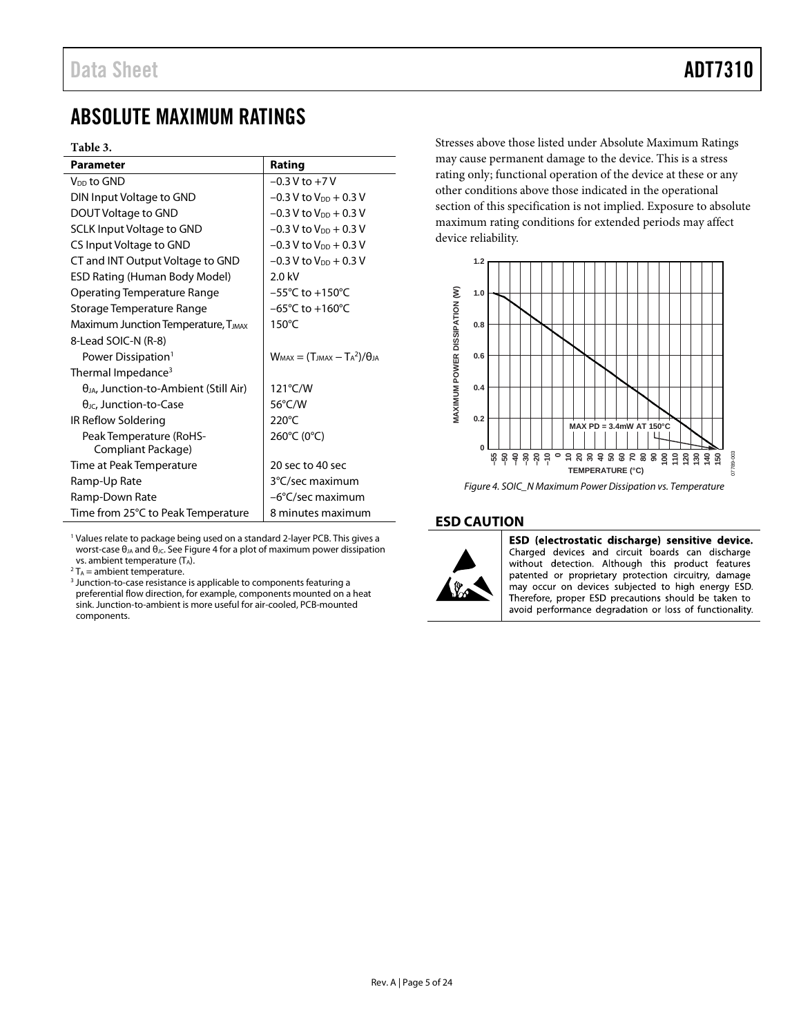# ABSOLUTE MAXIMUM RATINGS

**Table 3.**

| Parameter | Rating |
|---|---|
| $V_{DD}$ to GND | −0.3 V to +7 V |
| DIN Input Voltage to GND | −0.3 V to $V_{DD}$ + 0.3 V |
| DOUT Voltage to GND | −0.3 V to $V_{DD}$ + 0.3 V |
| SCLK Input Voltage to GND | −0.3 V to $V_{DD}$ + 0.3 V |
| CS Input Voltage to GND | −0.3 V to $V_{DD}$ + 0.3 V |
| CT and INT Output Voltage to GND | −0.3 V to $V_{DD}$ + 0.3 V |
| ESD Rating (Human Body Model) | 2.0 kV |
| Operating Temperature Range | −55°C to +150°C |
| Storage Temperature Range | −65°C to +160°C |
| Maximum Junction Temperature, $T_{JMAX}$ | 150°C |
| 8-Lead SOIC-N (R-8) | |
| Power Dissipation[1] | $W_{MAX} = (T_{JMAX} − T_A{}^2)/θ_{JA}$ |
| Thermal Impedance[3] | |
| $θ_{JA}$, Junction-to-Ambient (Still Air) | 121°C/W |
| $θ_{JC}$, Junction-to-Case | 56°C/W |
| IR Reflow Soldering | 220°C |
| Peak Temperature (RoHS-Compliant Package) | 260°C (0°C) |
| Time at Peak Temperature | 20 sec to 40 sec |
| Ramp-Up Rate | 3°C/sec maximum |
| Ramp-Down Rate | −6°C/sec maximum |
| Time from 25°C to Peak Temperature | 8 minutes maximum |

[1] Values relate to package being used on a standard 2-layer PCB. This gives a worst-case $θ_{JA}$ and $θ_{JC}$. See Figure 4 for a plot of maximum power dissipation vs. ambient temperature ($T_A$).

[2] $T_A$ = ambient temperature.

[3] Junction-to-case resistance is applicable to components featuring a preferential flow direction, for example, components mounted on a heat sink. Junction-to-ambient is more useful for air-cooled, PCB-mounted components.

Stresses above those listed under Absolute Maximum Ratings may cause permanent damage to the device. This is a stress rating only; functional operation of the device at these or any other conditions above those indicated in the operational section of this specification is not implied. Exposure to absolute maximum rating conditions for extended periods may affect device reliability.

*Figure 4. SOIC_N Maximum Power Dissipation vs. Temperature*

## ESD CAUTION

**ESD (electrostatic discharge) sensitive device.** Charged devices and circuit boards can discharge without detection. Although this product features patented or proprietary protection circuitry, damage may occur on devices subjected to high energy ESD. Therefore, proper ESD precautions should be taken to avoid performance degradation or loss of functionality.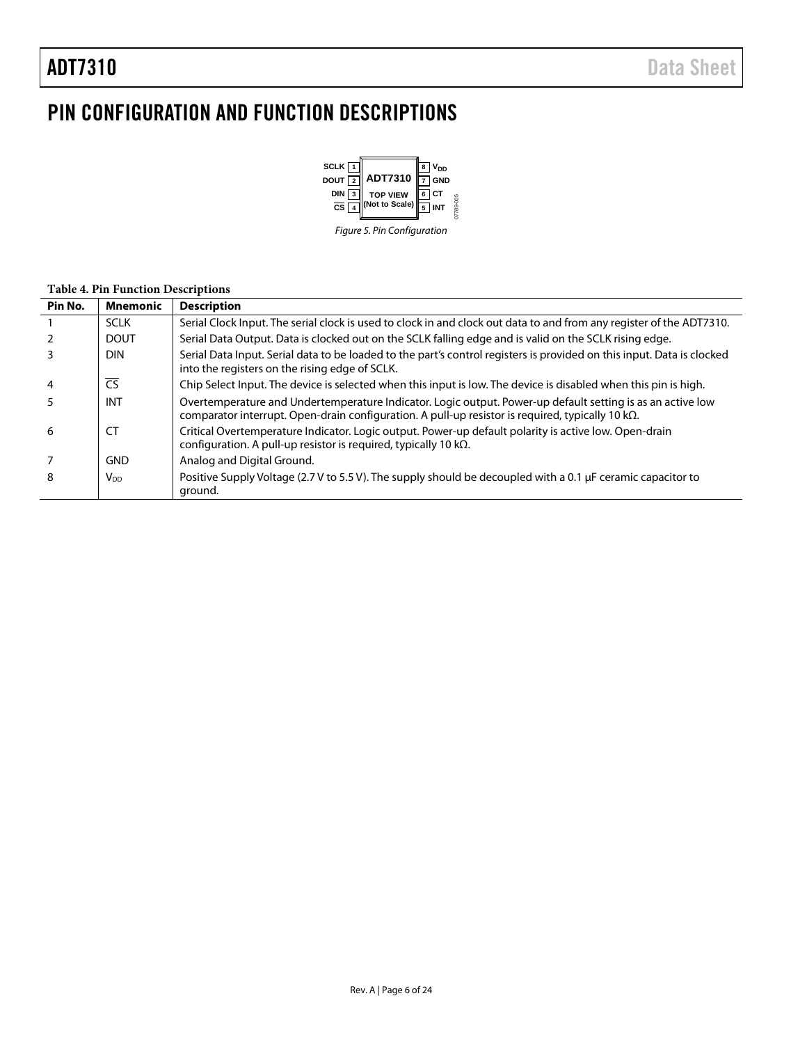# PIN CONFIGURATION AND FUNCTION DESCRIPTIONS

Figure 5. Pin Configuration

**Table 4. Pin Function Descriptions**

| Pin No. | Mnemonic | Description |
|---|---|---|
| 1 | SCLK | Serial Clock Input. The serial clock is used to clock in and clock out data to and from any register of the ADT7310. |
| 2 | DOUT | Serial Data Output. Data is clocked out on the SCLK falling edge and is valid on the SCLK rising edge. |
| 3 | DIN | Serial Data Input. Serial data to be loaded to the part's control registers is provided on this input. Data is clocked into the registers on the rising edge of SCLK. |
| 4 | $\overline{CS}$ | Chip Select Input. The device is selected when this input is low. The device is disabled when this pin is high. |
| 5 | INT | Overtemperature and Undertemperature Indicator. Logic output. Power-up default setting is as an active low comparator interrupt. Open-drain configuration. A pull-up resistor is required, typically 10 kΩ. |
| 6 | CT | Critical Overtemperature Indicator. Logic output. Power-up default polarity is active low. Open-drain configuration. A pull-up resistor is required, typically 10 kΩ. |
| 7 | GND | Analog and Digital Ground. |
| 8 | $V_{DD}$ | Positive Supply Voltage (2.7 V to 5.5 V). The supply should be decoupled with a 0.1 μF ceramic capacitor to ground. |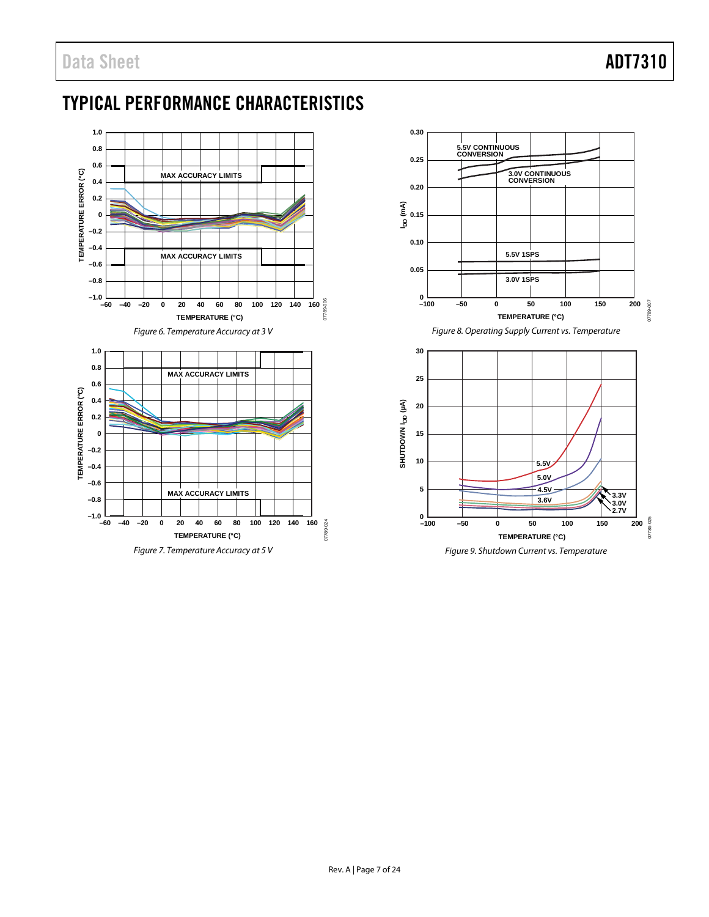# TYPICAL PERFORMANCE CHARACTERISTICS

*Figure 6. Temperature Accuracy at 3 V*

*Figure 7. Temperature Accuracy at 5 V*

*Figure 8. Operating Supply Current vs. Temperature*

*Figure 9. Shutdown Current vs. Temperature*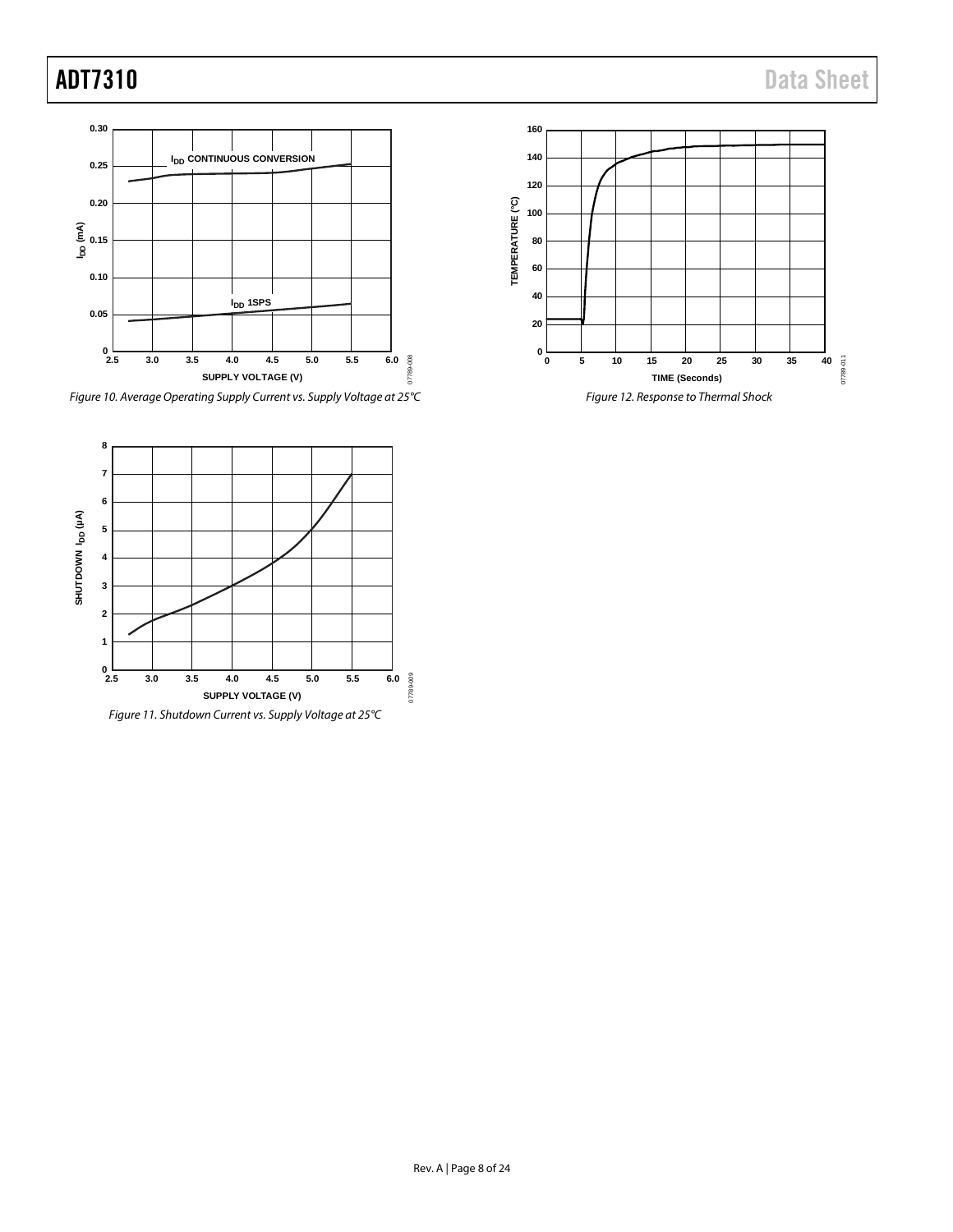Figure 10. Average Operating Supply Current vs. Supply Voltage at 25°C

Figure 11. Shutdown Current vs. Supply Voltage at 25°C

Figure 12. Response to Thermal Shock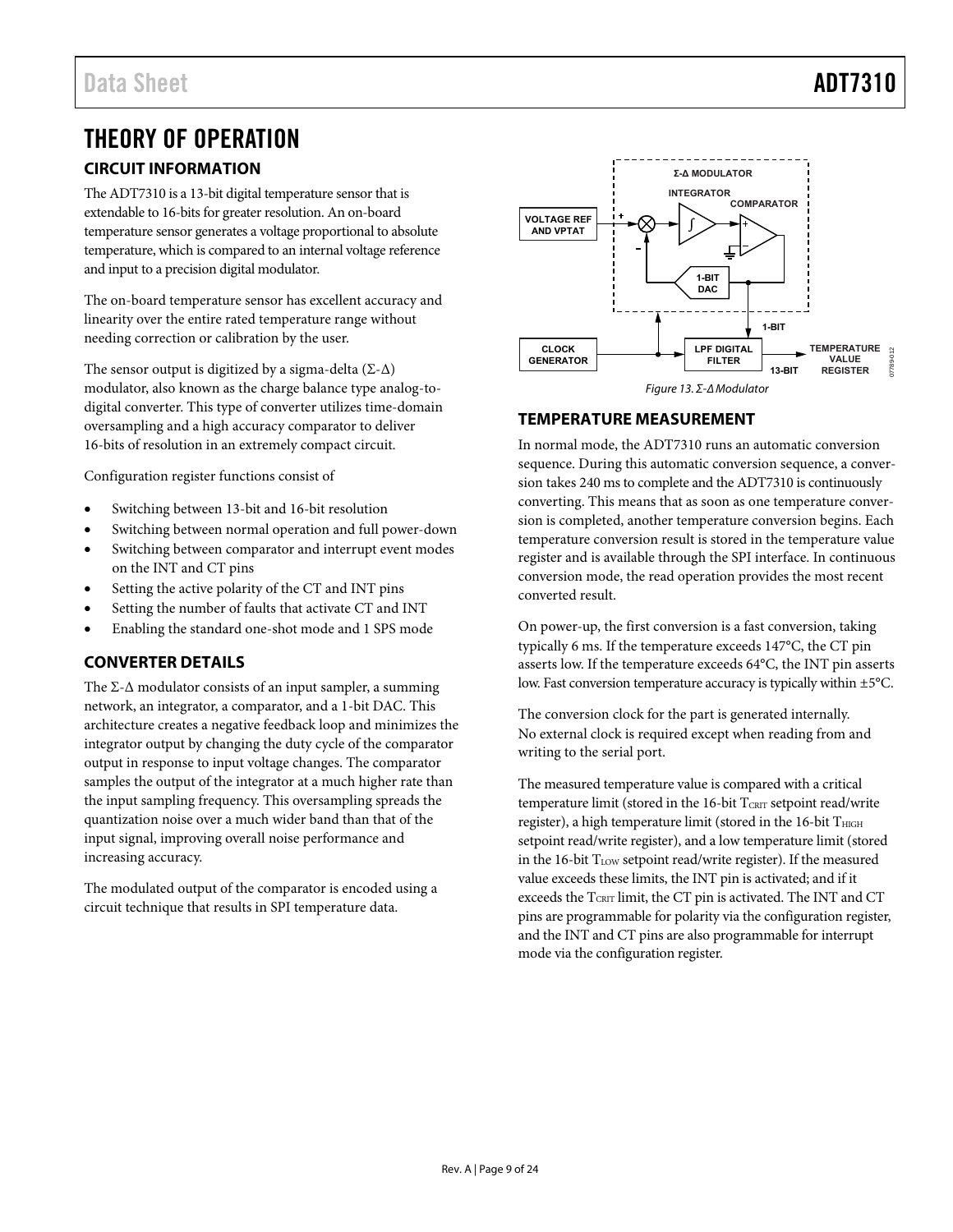# THEORY OF OPERATION

## CIRCUIT INFORMATION

The ADT7310 is a 13-bit digital temperature sensor that is extendable to 16-bits for greater resolution. An on-board temperature sensor generates a voltage proportional to absolute temperature, which is compared to an internal voltage reference and input to a precision digital modulator.

The on-board temperature sensor has excellent accuracy and linearity over the entire rated temperature range without needing correction or calibration by the user.

The sensor output is digitized by a sigma-delta (Σ-Δ) modulator, also known as the charge balance type analog-to-digital converter. This type of converter utilizes time-domain oversampling and a high accuracy comparator to deliver 16-bits of resolution in an extremely compact circuit.

Configuration register functions consist of

- Switching between 13-bit and 16-bit resolution
- Switching between normal operation and full power-down
- Switching between comparator and interrupt event modes on the INT and CT pins
- Setting the active polarity of the CT and INT pins
- Setting the number of faults that activate CT and INT
- Enabling the standard one-shot mode and 1 SPS mode

## CONVERTER DETAILS

The Σ-Δ modulator consists of an input sampler, a summing network, an integrator, a comparator, and a 1-bit DAC. This architecture creates a negative feedback loop and minimizes the integrator output by changing the duty cycle of the comparator output in response to input voltage changes. The comparator samples the output of the integrator at a much higher rate than the input sampling frequency. This oversampling spreads the quantization noise over a much wider band than that of the input signal, improving overall noise performance and increasing accuracy.

The modulated output of the comparator is encoded using a circuit technique that results in SPI temperature data.

*Figure 13. Σ-Δ Modulator*

## TEMPERATURE MEASUREMENT

In normal mode, the ADT7310 runs an automatic conversion sequence. During this automatic conversion sequence, a conversion takes 240 ms to complete and the ADT7310 is continuously converting. This means that as soon as one temperature conversion is completed, another temperature conversion begins. Each temperature conversion result is stored in the temperature value register and is available through the SPI interface. In continuous conversion mode, the read operation provides the most recent converted result.

On power-up, the first conversion is a fast conversion, taking typically 6 ms. If the temperature exceeds 147°C, the CT pin asserts low. If the temperature exceeds 64°C, the INT pin asserts low. Fast conversion temperature accuracy is typically within ±5°C.

The conversion clock for the part is generated internally. No external clock is required except when reading from and writing to the serial port.

The measured temperature value is compared with a critical temperature limit (stored in the 16-bit $T_{CRIT}$ setpoint read/write register), a high temperature limit (stored in the 16-bit $T_{HIGH}$ setpoint read/write register), and a low temperature limit (stored in the 16-bit $T_{LOW}$ setpoint read/write register). If the measured value exceeds these limits, the INT pin is activated; and if it exceeds the $T_{CRIT}$ limit, the CT pin is activated. The INT and CT pins are programmable for polarity via the configuration register, and the INT and CT pins are also programmable for interrupt mode via the configuration register.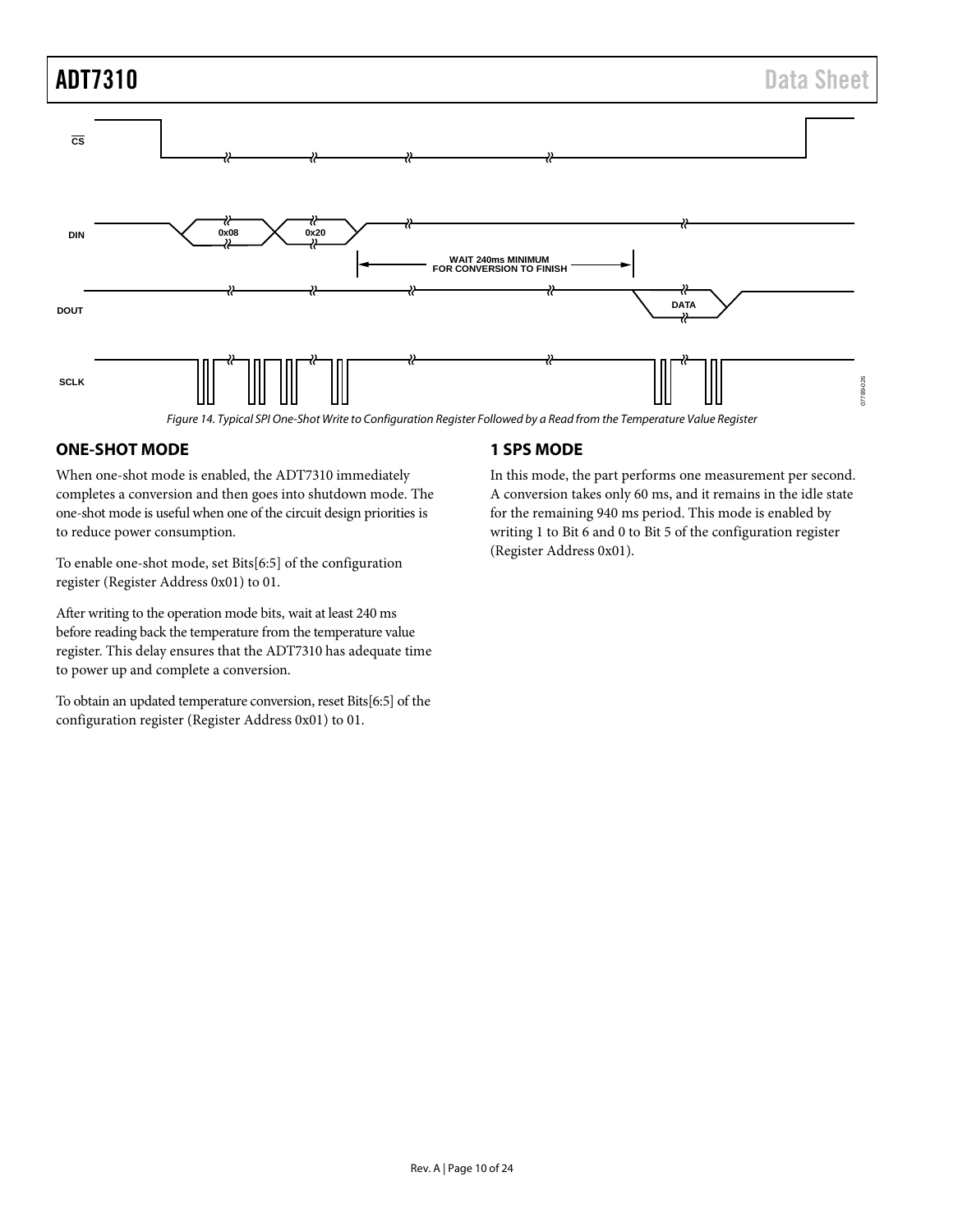Figure 14. Typical SPI One-Shot Write to Configuration Register Followed by a Read from the Temperature Value Register

## ONE-SHOT MODE

When one-shot mode is enabled, the ADT7310 immediately completes a conversion and then goes into shutdown mode. The one-shot mode is useful when one of the circuit design priorities is to reduce power consumption.

To enable one-shot mode, set Bits[6:5] of the configuration register (Register Address 0x01) to 01.

After writing to the operation mode bits, wait at least 240 ms before reading back the temperature from the temperature value register. This delay ensures that the ADT7310 has adequate time to power up and complete a conversion.

To obtain an updated temperature conversion, reset Bits[6:5] of the configuration register (Register Address 0x01) to 01.

## 1 SPS MODE

In this mode, the part performs one measurement per second. A conversion takes only 60 ms, and it remains in the idle state for the remaining 940 ms period. This mode is enabled by writing 1 to Bit 6 and 0 to Bit 5 of the configuration register (Register Address 0x01).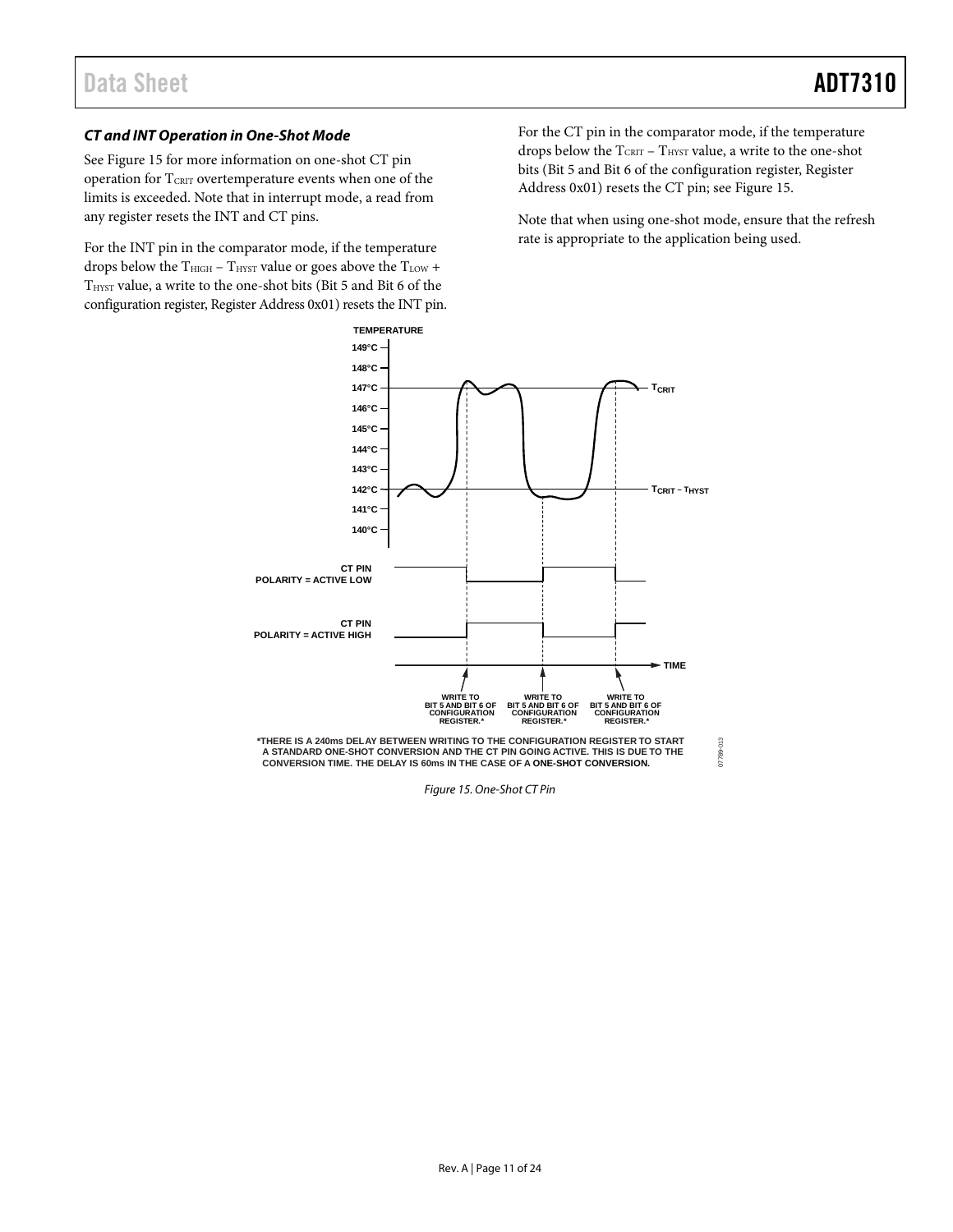### CT and INT Operation in One-Shot Mode

See Figure 15 for more information on one-shot CT pin operation for $T_{CRIT}$ overtemperature events when one of the limits is exceeded. Note that in interrupt mode, a read from any register resets the INT and CT pins.

For the INT pin in the comparator mode, if the temperature drops below the $T_{HIGH}$ − $T_{HYST}$ value or goes above the $T_{LOW}$ + $T_{HYST}$ value, a write to the one-shot bits (Bit 5 and Bit 6 of the configuration register, Register Address 0x01) resets the INT pin.

For the CT pin in the comparator mode, if the temperature drops below the $T_{CRIT}$ − $T_{HYST}$ value, a write to the one-shot bits (Bit 5 and Bit 6 of the configuration register, Register Address 0x01) resets the CT pin; see Figure 15.

Note that when using one-shot mode, ensure that the refresh rate is appropriate to the application being used.

*THERE IS A 240ms DELAY BETWEEN WRITING TO THE CONFIGURATION REGISTER TO START A STANDARD ONE-SHOT CONVERSION AND THE CT PIN GOING ACTIVE. THIS IS DUE TO THE CONVERSION TIME. THE DELAY IS 60ms IN THE CASE OF A ONE-SHOT CONVERSION.

Figure 15. One-Shot CT Pin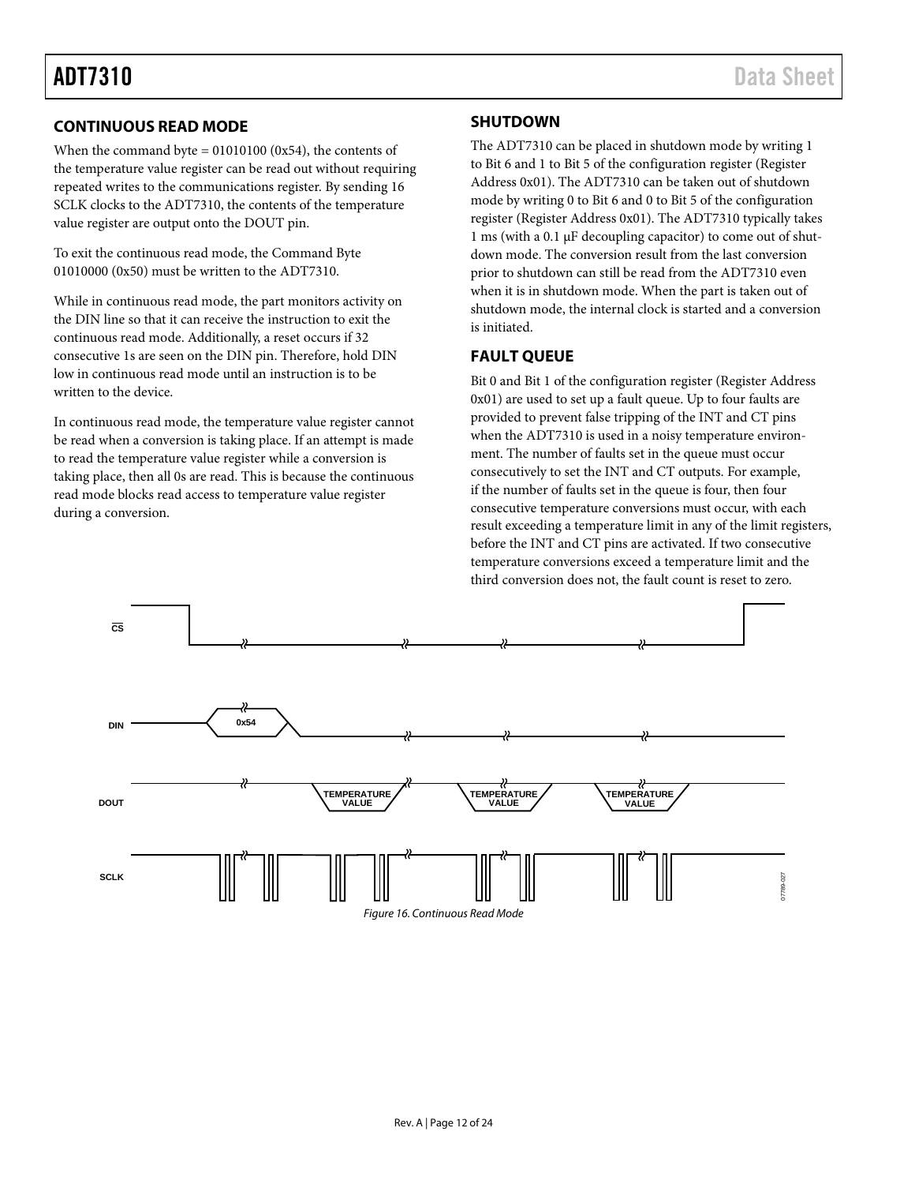## CONTINUOUS READ MODE

When the command byte = 01010100 (0x54), the contents of the temperature value register can be read out without requiring repeated writes to the communications register. By sending 16 SCLK clocks to the ADT7310, the contents of the temperature value register are output onto the DOUT pin.

To exit the continuous read mode, the Command Byte 01010000 (0x50) must be written to the ADT7310.

While in continuous read mode, the part monitors activity on the DIN line so that it can receive the instruction to exit the continuous read mode. Additionally, a reset occurs if 32 consecutive 1s are seen on the DIN pin. Therefore, hold DIN low in continuous read mode until an instruction is to be written to the device.

In continuous read mode, the temperature value register cannot be read when a conversion is taking place. If an attempt is made to read the temperature value register while a conversion is taking place, then all 0s are read. This is because the continuous read mode blocks read access to temperature value register during a conversion.

## SHUTDOWN

The ADT7310 can be placed in shutdown mode by writing 1 to Bit 6 and 1 to Bit 5 of the configuration register (Register Address 0x01). The ADT7310 can be taken out of shutdown mode by writing 0 to Bit 6 and 0 to Bit 5 of the configuration register (Register Address 0x01). The ADT7310 typically takes 1 ms (with a 0.1 μF decoupling capacitor) to come out of shutdown mode. The conversion result from the last conversion prior to shutdown can still be read from the ADT7310 even when it is in shutdown mode. When the part is taken out of shutdown mode, the internal clock is started and a conversion is initiated.

## FAULT QUEUE

Bit 0 and Bit 1 of the configuration register (Register Address 0x01) are used to set up a fault queue. Up to four faults are provided to prevent false tripping of the INT and CT pins when the ADT7310 is used in a noisy temperature environment. The number of faults set in the queue must occur consecutively to set the INT and CT outputs. For example, if the number of faults set in the queue is four, then four consecutive temperature conversions must occur, with each result exceeding a temperature limit in any of the limit registers, before the INT and CT pins are activated. If two consecutive temperature conversions exceed a temperature limit and the third conversion does not, the fault count is reset to zero.

*Figure 16. Continuous Read Mode*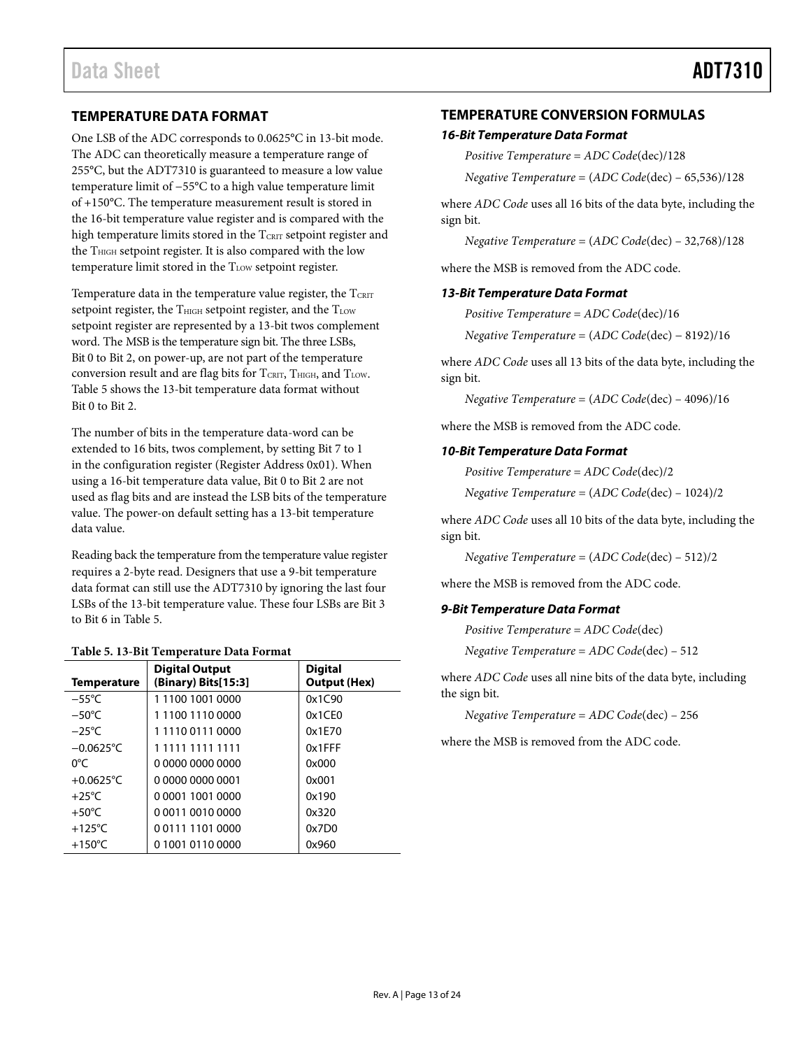## TEMPERATURE DATA FORMAT

One LSB of the ADC corresponds to 0.0625°C in 13-bit mode. The ADC can theoretically measure a temperature range of 255°C, but the ADT7310 is guaranteed to measure a low value temperature limit of −55°C to a high value temperature limit of +150°C. The temperature measurement result is stored in the 16-bit temperature value register and is compared with the high temperature limits stored in the $T_{CRIT}$ setpoint register and the $T_{HIGH}$ setpoint register. It is also compared with the low temperature limit stored in the $T_{LOW}$ setpoint register.

Temperature data in the temperature value register, the $T_{CRIT}$ setpoint register, the $T_{HIGH}$ setpoint register, and the $T_{LOW}$ setpoint register are represented by a 13-bit twos complement word. The MSB is the temperature sign bit. The three LSBs, Bit 0 to Bit 2, on power-up, are not part of the temperature conversion result and are flag bits for $T_{CRIT}$, $T_{HIGH}$, and $T_{LOW}$. Table 5 shows the 13-bit temperature data format without Bit 0 to Bit 2.

The number of bits in the temperature data-word can be extended to 16 bits, twos complement, by setting Bit 7 to 1 in the configuration register (Register Address 0x01). When using a 16-bit temperature data value, Bit 0 to Bit 2 are not used as flag bits and are instead the LSB bits of the temperature value. The power-on default setting has a 13-bit temperature data value.

Reading back the temperature from the temperature value register requires a 2-byte read. Designers that use a 9-bit temperature data format can still use the ADT7310 by ignoring the last four LSBs of the 13-bit temperature value. These four LSBs are Bit 3 to Bit 6 in Table 5.

**Table 5. 13-Bit Temperature Data Format**

| Temperature | Digital Output (Binary) Bits[15:3] | Digital Output (Hex) |
|---|---|---|
| −55°C | 1 1100 1001 0000 | 0x1C90 |
| −50°C | 1 1100 1110 0000 | 0x1CE0 |
| −25°C | 1 1110 0111 0000 | 0x1E70 |
| −0.0625°C | 1 1111 1111 1111 | 0x1FFF |
| 0°C | 0 0000 0000 0000 | 0x000 |
| +0.0625°C | 0 0000 0000 0001 | 0x001 |
| +25°C | 0 0001 1001 0000 | 0x190 |
| +50°C | 0 0011 0010 0000 | 0x320 |
| +125°C | 0 0111 1101 0000 | 0x7D0 |
| +150°C | 0 1001 0110 0000 | 0x960 |

## TEMPERATURE CONVERSION FORMULAS

### 16-Bit Temperature Data Format

*Positive Temperature* = *ADC Code*(dec)/128

*Negative Temperature* = (*ADC Code*(dec) − 65,536)/128

where *ADC Code* uses all 16 bits of the data byte, including the sign bit.

*Negative Temperature* = (*ADC Code*(dec) − 32,768)/128

where the MSB is removed from the ADC code.

### 13-Bit Temperature Data Format

*Positive Temperature* = *ADC Code*(dec)/16

*Negative Temperature* = (*ADC Code*(dec) − 8192)/16

where *ADC Code* uses all 13 bits of the data byte, including the sign bit.

*Negative Temperature* = (*ADC Code*(dec) − 4096)/16

where the MSB is removed from the ADC code.

### 10-Bit Temperature Data Format

*Positive Temperature* = *ADC Code*(dec)/2

*Negative Temperature* = (*ADC Code*(dec) − 1024)/2

where *ADC Code* uses all 10 bits of the data byte, including the sign bit.

*Negative Temperature* = (*ADC Code*(dec) − 512)/2

where the MSB is removed from the ADC code.

### 9-Bit Temperature Data Format

*Positive Temperature* = *ADC Code*(dec)

*Negative Temperature* = *ADC Code*(dec) − 512

where *ADC Code* uses all nine bits of the data byte, including the sign bit.

*Negative Temperature* = *ADC Code*(dec) − 256

where the MSB is removed from the ADC code.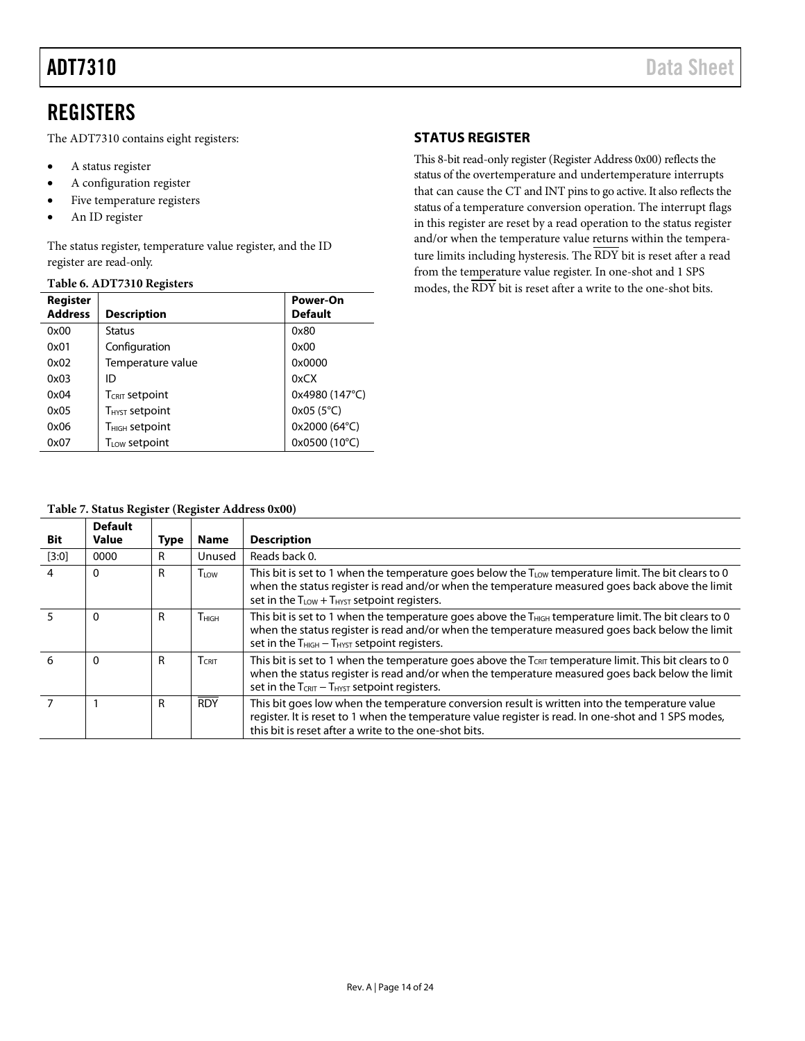# REGISTERS

The ADT7310 contains eight registers:

- A status register
- A configuration register
- Five temperature registers
- An ID register

The status register, temperature value register, and the ID register are read-only.

**Table 6. ADT7310 Registers**

| Register Address | Description | Power-On Default |
|---|---|---|
| 0x00 | Status | 0x80 |
| 0x01 | Configuration | 0x00 |
| 0x02 | Temperature value | 0x0000 |
| 0x03 | ID | 0xCX |
| 0x04 | $T_{CRIT}$ setpoint | 0x4980 (147°C) |
| 0x05 | $T_{HYST}$ setpoint | 0x05 (5°C) |
| 0x06 | $T_{HIGH}$ setpoint | 0x2000 (64°C) |
| 0x07 | $T_{LOW}$ setpoint | 0x0500 (10°C) |

## STATUS REGISTER

This 8-bit read-only register (Register Address 0x00) reflects the status of the overtemperature and undertemperature interrupts that can cause the CT and INT pins to go active. It also reflects the status of a temperature conversion operation. The interrupt flags in this register are reset by a read operation to the status register and/or when the temperature value returns within the temperature limits including hysteresis. The $\overline{\text{RDY}}$ bit is reset after a read from the temperature value register. In one-shot and 1 SPS modes, the $\overline{\text{RDY}}$ bit is reset after a write to the one-shot bits.

**Table 7. Status Register (Register Address 0x00)**

| Bit | Default Value | Type | Name | Description |
|---|---|---|---|---|
| [3:0] | 0000 | R | Unused | Reads back 0. |
| 4 | 0 | R | $T_{LOW}$ | This bit is set to 1 when the temperature goes below the $T_{LOW}$ temperature limit. The bit clears to 0 when the status register is read and/or when the temperature measured goes back above the limit set in the $T_{LOW}$ + $T_{HYST}$ setpoint registers. |
| 5 | 0 | R | $T_{HIGH}$ | This bit is set to 1 when the temperature goes above the $T_{HIGH}$ temperature limit. The bit clears to 0 when the status register is read and/or when the temperature measured goes back below the limit set in the $T_{HIGH}$ − $T_{HYST}$ setpoint registers. |
| 6 | 0 | R | $T_{CRIT}$ | This bit is set to 1 when the temperature goes above the $T_{CRIT}$ temperature limit. This bit clears to 0 when the status register is read and/or when the temperature measured goes back below the limit set in the $T_{CRIT}$ − $T_{HYST}$ setpoint registers. |
| 7 | 1 | R | $\overline{\text{RDY}}$ | This bit goes low when the temperature conversion result is written into the temperature value register. It is reset to 1 when the temperature value register is read. In one-shot and 1 SPS modes, this bit is reset after a write to the one-shot bits. |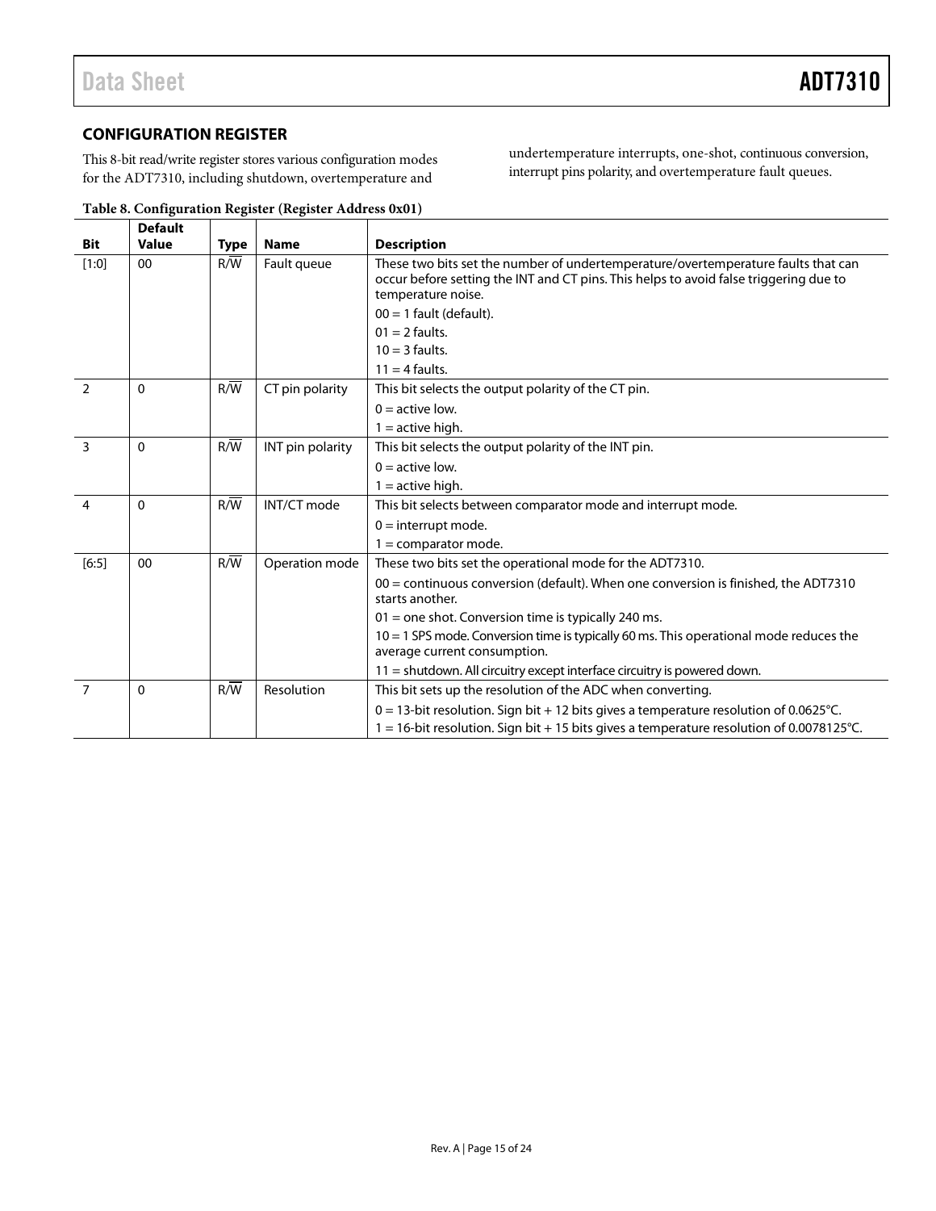## CONFIGURATION REGISTER

This 8-bit read/write register stores various configuration modes for the ADT7310, including shutdown, overtemperature and undertemperature interrupts, one-shot, continuous conversion, interrupt pins polarity, and overtemperature fault queues.

**Table 8. Configuration Register (Register Address 0x01)**

| Bit | Default Value | Type | Name | Description |
|---|---|---|---|---|
| [1:0] | 00 | R/$\overline{W}$ | Fault queue | These two bits set the number of undertemperature/overtemperature faults that can occur before setting the INT and CT pins. This helps to avoid false triggering due to temperature noise.<br>00 = 1 fault (default).<br>01 = 2 faults.<br>10 = 3 faults.<br>11 = 4 faults. |
| 2 | 0 | R/$\overline{W}$ | CT pin polarity | This bit selects the output polarity of the CT pin.<br>0 = active low.<br>1 = active high. |
| 3 | 0 | R/$\overline{W}$ | INT pin polarity | This bit selects the output polarity of the INT pin.<br>0 = active low.<br>1 = active high. |
| 4 | 0 | R/$\overline{W}$ | INT/CT mode | This bit selects between comparator mode and interrupt mode.<br>0 = interrupt mode.<br>1 = comparator mode. |
| [6:5] | 00 | R/$\overline{W}$ | Operation mode | These two bits set the operational mode for the ADT7310.<br>00 = continuous conversion (default). When one conversion is finished, the ADT7310 starts another.<br>01 = one shot. Conversion time is typically 240 ms.<br>10 = 1 SPS mode. Conversion time is typically 60 ms. This operational mode reduces the average current consumption.<br>11 = shutdown. All circuitry except interface circuitry is powered down. |
| 7 | 0 | R/$\overline{W}$ | Resolution | This bit sets up the resolution of the ADC when converting.<br>0 = 13-bit resolution. Sign bit + 12 bits gives a temperature resolution of 0.0625°C.<br>1 = 16-bit resolution. Sign bit + 15 bits gives a temperature resolution of 0.0078125°C. |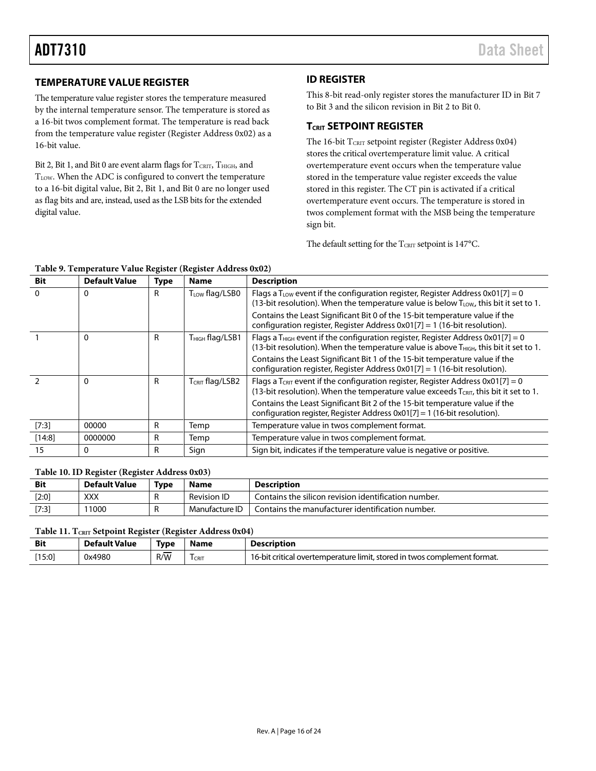## TEMPERATURE VALUE REGISTER

The temperature value register stores the temperature measured by the internal temperature sensor. The temperature is stored as a 16-bit twos complement format. The temperature is read back from the temperature value register (Register Address 0x02) as a 16-bit value.

Bit 2, Bit 1, and Bit 0 are event alarm flags for $T_{CRIT}$, $T_{HIGH}$, and $T_{LOW}$. When the ADC is configured to convert the temperature to a 16-bit digital value, Bit 2, Bit 1, and Bit 0 are no longer used as flag bits and are, instead, used as the LSB bits for the extended digital value.

## ID REGISTER

This 8-bit read-only register stores the manufacturer ID in Bit 7 to Bit 3 and the silicon revision in Bit 2 to Bit 0.

## $T_{CRIT}$ SETPOINT REGISTER

The 16-bit $T_{CRIT}$ setpoint register (Register Address 0x04) stores the critical overtemperature limit value. A critical overtemperature event occurs when the temperature value stored in the temperature value register exceeds the value stored in this register. The CT pin is activated if a critical overtemperature event occurs. The temperature is stored in twos complement format with the MSB being the temperature sign bit.

The default setting for the $T_{CRIT}$ setpoint is 147°C.

**Table 9. Temperature Value Register (Register Address 0x02)**

| Bit | Default Value | Type | Name | Description |
|---|---|---|---|---|
| 0 | 0 | R | $T_{LOW}$ flag/LSB0 | Flags a $T_{LOW}$ event if the configuration register, Register Address 0x01[7] = 0 (13-bit resolution). When the temperature value is below $T_{LOW}$, this bit it set to 1. Contains the Least Significant Bit 0 of the 15-bit temperature value if the configuration register, Register Address 0x01[7] = 1 (16-bit resolution). |
| 1 | 0 | R | $T_{HIGH}$ flag/LSB1 | Flags a $T_{HIGH}$ event if the configuration register, Register Address 0x01[7] = 0 (13-bit resolution). When the temperature value is above $T_{HIGH}$, this bit it set to 1. Contains the Least Significant Bit 1 of the 15-bit temperature value if the configuration register, Register Address 0x01[7] = 1 (16-bit resolution). |
| 2 | 0 | R | $T_{CRIT}$ flag/LSB2 | Flags a $T_{CRIT}$ event if the configuration register, Register Address 0x01[7] = 0 (13-bit resolution). When the temperature value exceeds $T_{CRIT}$, this bit it set to 1. Contains the Least Significant Bit 2 of the 15-bit temperature value if the configuration register, Register Address 0x01[7] = 1 (16-bit resolution). |
| [7:3] | 00000 | R | Temp | Temperature value in twos complement format. |
| [14:8] | 0000000 | R | Temp | Temperature value in twos complement format. |
| 15 | 0 | R | Sign | Sign bit, indicates if the temperature value is negative or positive. |

**Table 10. ID Register (Register Address 0x03)**

| Bit | Default Value | Type | Name | Description |
|---|---|---|---|---|
| [2:0] | XXX | R | Revision ID | Contains the silicon revision identification number. |
| [7:3] | 11000 | R | Manufacture ID | Contains the manufacturer identification number. |

**Table 11. $T_{CRIT}$ Setpoint Register (Register Address 0x04)**

| Bit | Default Value | Type | Name | Description |
|---|---|---|---|---|
| [15:0] | 0x4980 | R/$\overline{W}$ | $T_{CRIT}$ | 16-bit critical overtemperature limit, stored in twos complement format. |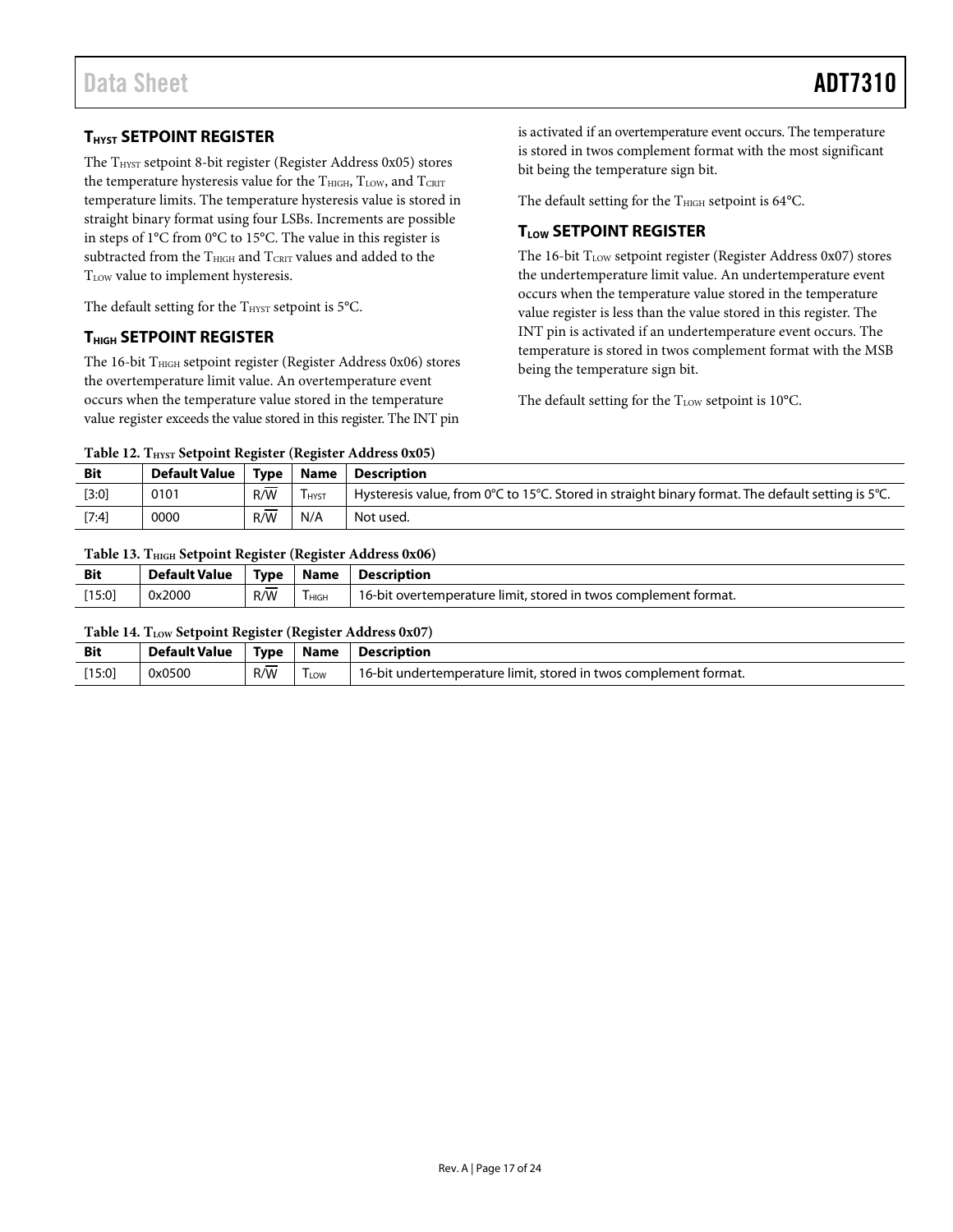## $T_{HYST}$ SETPOINT REGISTER

The $T_{HYST}$ setpoint 8-bit register (Register Address 0x05) stores the temperature hysteresis value for the $T_{HIGH}$, $T_{LOW}$, and $T_{CRIT}$ temperature limits. The temperature hysteresis value is stored in straight binary format using four LSBs. Increments are possible in steps of 1°C from 0°C to 15°C. The value in this register is subtracted from the $T_{HIGH}$ and $T_{CRIT}$ values and added to the $T_{LOW}$ value to implement hysteresis.

The default setting for the $T_{HYST}$ setpoint is 5°C.

## $T_{HIGH}$ SETPOINT REGISTER

The 16-bit $T_{HIGH}$ setpoint register (Register Address 0x06) stores the overtemperature limit value. An overtemperature event occurs when the temperature value stored in the temperature value register exceeds the value stored in this register. The INT pin is activated if an overtemperature event occurs. The temperature is stored in twos complement format with the most significant bit being the temperature sign bit.

The default setting for the $T_{HIGH}$ setpoint is 64°C.

## $T_{LOW}$ SETPOINT REGISTER

The 16-bit $T_{LOW}$ setpoint register (Register Address 0x07) stores the undertemperature limit value. An undertemperature event occurs when the temperature value stored in the temperature value register is less than the value stored in this register. The INT pin is activated if an undertemperature event occurs. The temperature is stored in twos complement format with the MSB being the temperature sign bit.

The default setting for the $T_{LOW}$ setpoint is 10°C.

**Table 12. $T_{HYST}$ Setpoint Register (Register Address 0x05)**

| Bit | Default Value | Type | Name | Description |
|---|---|---|---|---|
| [3:0] | 0101 | R/$\overline{W}$ | $T_{HYST}$ | Hysteresis value, from 0°C to 15°C. Stored in straight binary format. The default setting is 5°C. |
| [7:4] | 0000 | R/$\overline{W}$ | N/A | Not used. |

**Table 13. $T_{HIGH}$ Setpoint Register (Register Address 0x06)**

| Bit | Default Value | Type | Name | Description |
|---|---|---|---|---|
| [15:0] | 0x2000 | R/$\overline{W}$ | $T_{HIGH}$ | 16-bit overtemperature limit, stored in twos complement format. |

**Table 14. $T_{LOW}$ Setpoint Register (Register Address 0x07)**

| Bit | Default Value | Type | Name | Description |
|---|---|---|---|---|
| [15:0] | 0x0500 | R/$\overline{W}$ | $T_{LOW}$ | 16-bit undertemperature limit, stored in twos complement format. |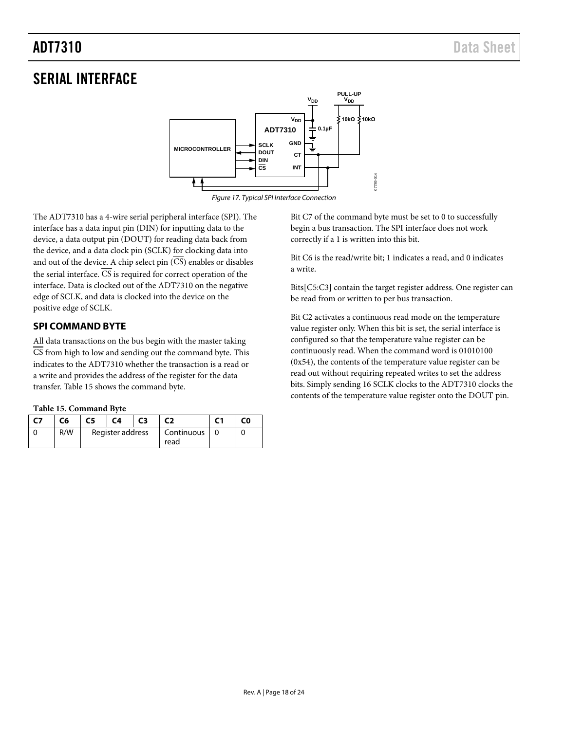# SERIAL INTERFACE

*Figure 17. Typical SPI Interface Connection*

The ADT7310 has a 4-wire serial peripheral interface (SPI). The interface has a data input pin (DIN) for inputting data to the device, a data output pin (DOUT) for reading data back from the device, and a data clock pin (SCLK) for clocking data into and out of the device. A chip select pin ($\overline{CS}$) enables or disables the serial interface. $\overline{CS}$ is required for correct operation of the interface. Data is clocked out of the ADT7310 on the negative edge of SCLK, and data is clocked into the device on the positive edge of SCLK.

## SPI COMMAND BYTE

All data transactions on the bus begin with the master taking $\overline{CS}$ from high to low and sending out the command byte. This indicates to the ADT7310 whether the transaction is a read or a write and provides the address of the register for the data transfer. Table 15 shows the command byte.

**Table 15. Command Byte**

| C7 | C6 | C5 | C4 | C3 | C2 | C1 | C0 |
|---|---|---|---|---|---|---|---|
| 0 | R/$\overline{W}$ | Register address | | | Continuous read | 0 | 0 |

Bit C7 of the command byte must be set to 0 to successfully begin a bus transaction. The SPI interface does not work correctly if a 1 is written into this bit.

Bit C6 is the read/write bit; 1 indicates a read, and 0 indicates a write.

Bits[C5:C3] contain the target register address. One register can be read from or written to per bus transaction.

Bit C2 activates a continuous read mode on the temperature value register only. When this bit is set, the serial interface is configured so that the temperature value register can be continuously read. When the command word is 01010100 (0x54), the contents of the temperature value register can be read out without requiring repeated writes to set the address bits. Simply sending 16 SCLK clocks to the ADT7310 clocks the contents of the temperature value register onto the DOUT pin.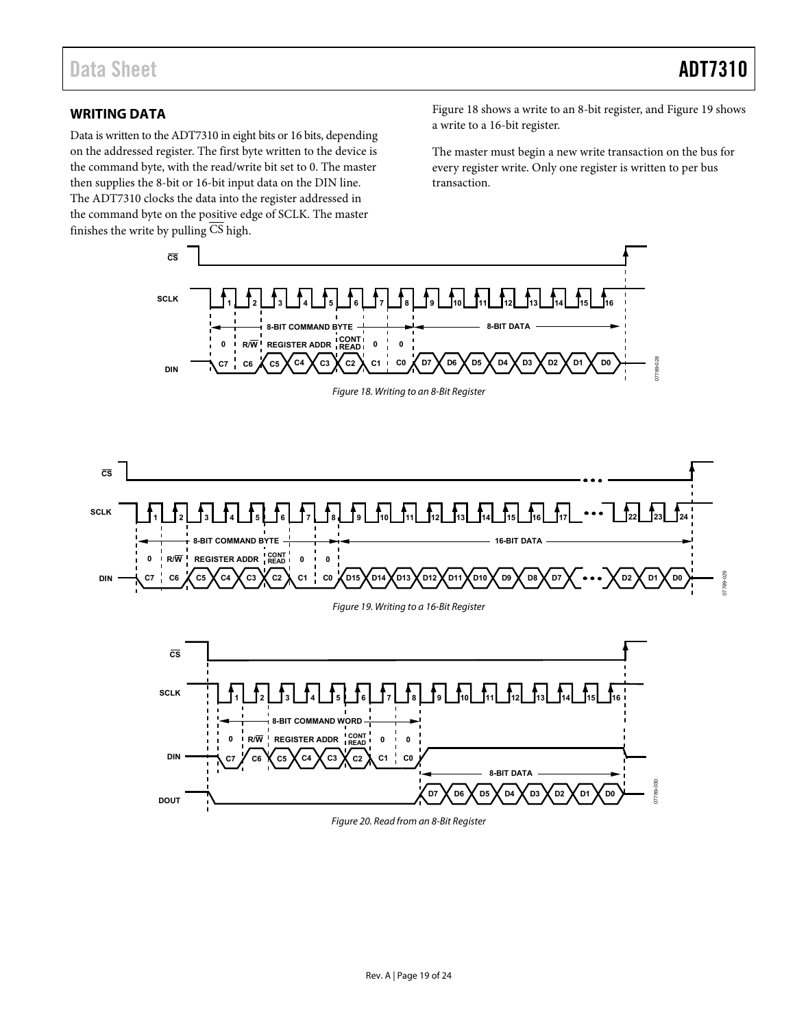## WRITING DATA

Data is written to the ADT7310 in eight bits or 16 bits, depending on the addressed register. The first byte written to the device is the command byte, with the read/write bit set to 0. The master then supplies the 8-bit or 16-bit input data on the DIN line. The ADT7310 clocks the data into the register addressed in the command byte on the positive edge of SCLK. The master finishes the write by pulling $\overline{CS}$ high.

Figure 18 shows a write to an 8-bit register, and Figure 19 shows a write to a 16-bit register.

The master must begin a new write transaction on the bus for every register write. Only one register is written to per bus transaction.

Figure 18. Writing to an 8-Bit Register

Figure 19. Writing to a 16-Bit Register

Figure 20. Read from an 8-Bit Register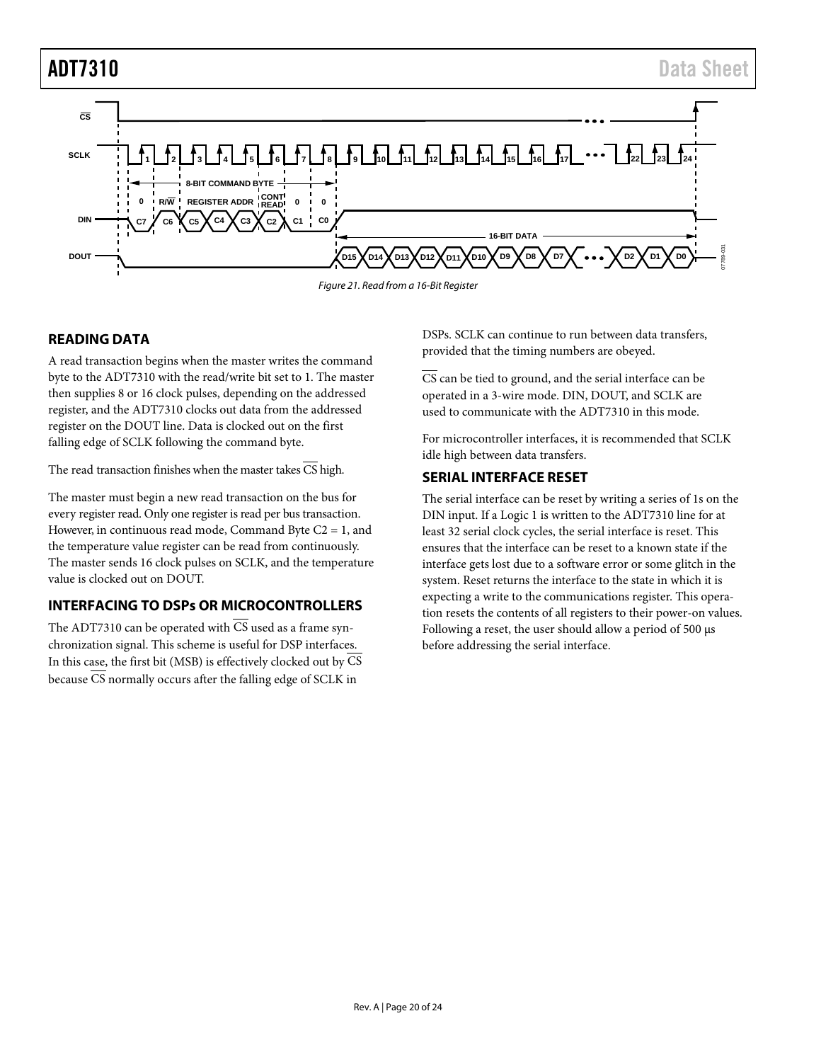Figure 21. Read from a 16-Bit Register

## READING DATA

A read transaction begins when the master writes the command byte to the ADT7310 with the read/write bit set to 1. The master then supplies 8 or 16 clock pulses, depending on the addressed register, and the ADT7310 clocks out data from the addressed register on the DOUT line. Data is clocked out on the first falling edge of SCLK following the command byte.

The read transaction finishes when the master takes $\overline{CS}$ high.

The master must begin a new read transaction on the bus for every register read. Only one register is read per bus transaction. However, in continuous read mode, Command Byte C2 = 1, and the temperature value register can be read from continuously. The master sends 16 clock pulses on SCLK, and the temperature value is clocked out on DOUT.

## INTERFACING TO DSPs OR MICROCONTROLLERS

The ADT7310 can be operated with $\overline{CS}$ used as a frame synchronization signal. This scheme is useful for DSP interfaces. In this case, the first bit (MSB) is effectively clocked out by $\overline{CS}$ because $\overline{CS}$ normally occurs after the falling edge of SCLK in DSPs. SCLK can continue to run between data transfers, provided that the timing numbers are obeyed.

$\overline{CS}$ can be tied to ground, and the serial interface can be operated in a 3-wire mode. DIN, DOUT, and SCLK are used to communicate with the ADT7310 in this mode.

For microcontroller interfaces, it is recommended that SCLK idle high between data transfers.

## SERIAL INTERFACE RESET

The serial interface can be reset by writing a series of 1s on the DIN input. If a Logic 1 is written to the ADT7310 line for at least 32 serial clock cycles, the serial interface is reset. This ensures that the interface can be reset to a known state if the interface gets lost due to a software error or some glitch in the system. Reset returns the interface to the state in which it is expecting a write to the communications register. This operation resets the contents of all registers to their power-on values. Following a reset, the user should allow a period of 500 μs before addressing the serial interface.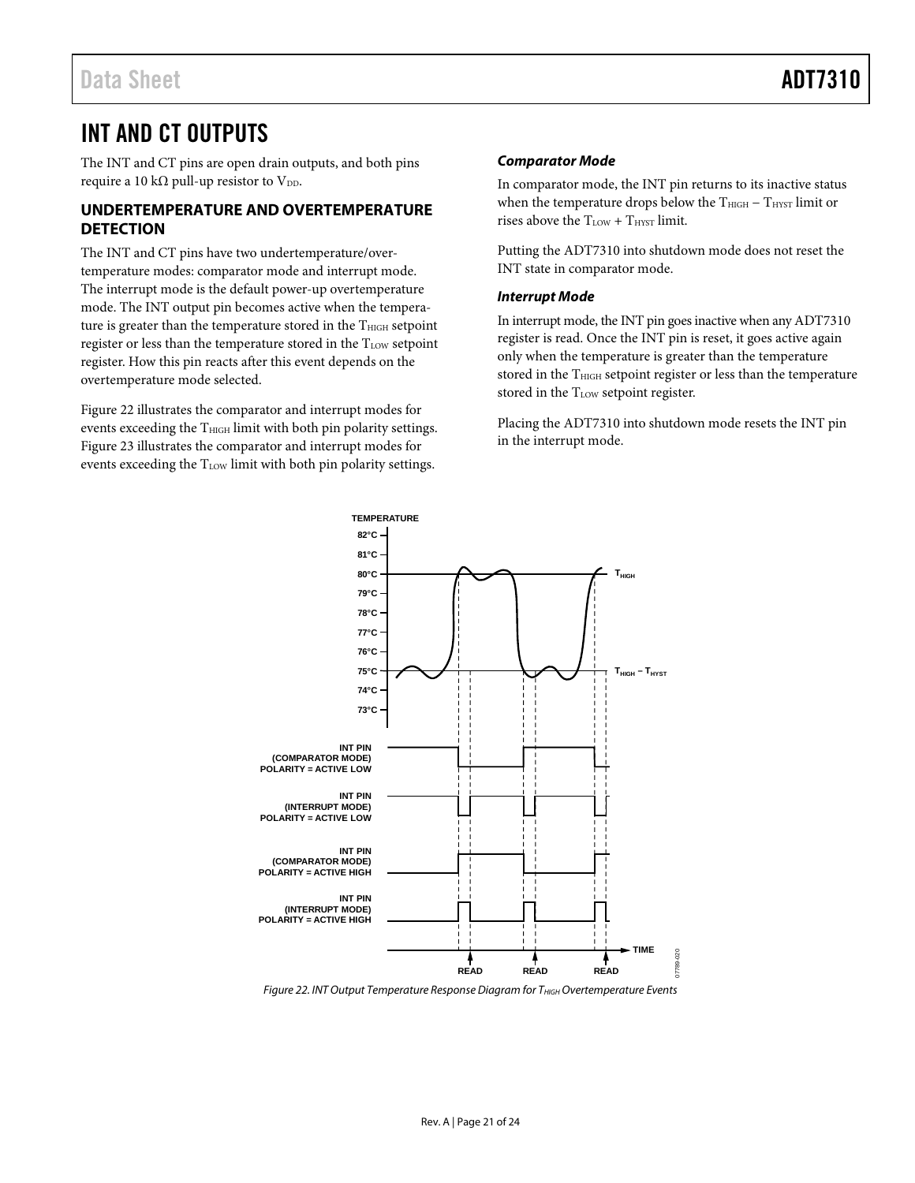# INT AND CT OUTPUTS

The INT and CT pins are open drain outputs, and both pins require a 10 kΩ pull-up resistor to $V_{DD}$.

## UNDERTEMPERATURE AND OVERTEMPERATURE DETECTION

The INT and CT pins have two undertemperature/overtemperature modes: comparator mode and interrupt mode. The interrupt mode is the default power-up overtemperature mode. The INT output pin becomes active when the temperature is greater than the temperature stored in the $T_{HIGH}$ setpoint register or less than the temperature stored in the $T_{LOW}$ setpoint register. How this pin reacts after this event depends on the overtemperature mode selected.

Figure 22 illustrates the comparator and interrupt modes for events exceeding the $T_{HIGH}$ limit with both pin polarity settings. Figure 23 illustrates the comparator and interrupt modes for events exceeding the $T_{LOW}$ limit with both pin polarity settings.

### *Comparator Mode*

In comparator mode, the INT pin returns to its inactive status when the temperature drops below the $T_{HIGH} - T_{HYST}$ limit or rises above the $T_{LOW} + T_{HYST}$ limit.

Putting the ADT7310 into shutdown mode does not reset the INT state in comparator mode.

### *Interrupt Mode*

In interrupt mode, the INT pin goes inactive when any ADT7310 register is read. Once the INT pin is reset, it goes active again only when the temperature is greater than the temperature stored in the $T_{HIGH}$ setpoint register or less than the temperature stored in the $T_{LOW}$ setpoint register.

Placing the ADT7310 into shutdown mode resets the INT pin in the interrupt mode.

*Figure 22. INT Output Temperature Response Diagram for $T_{HIGH}$ Overtemperature Events*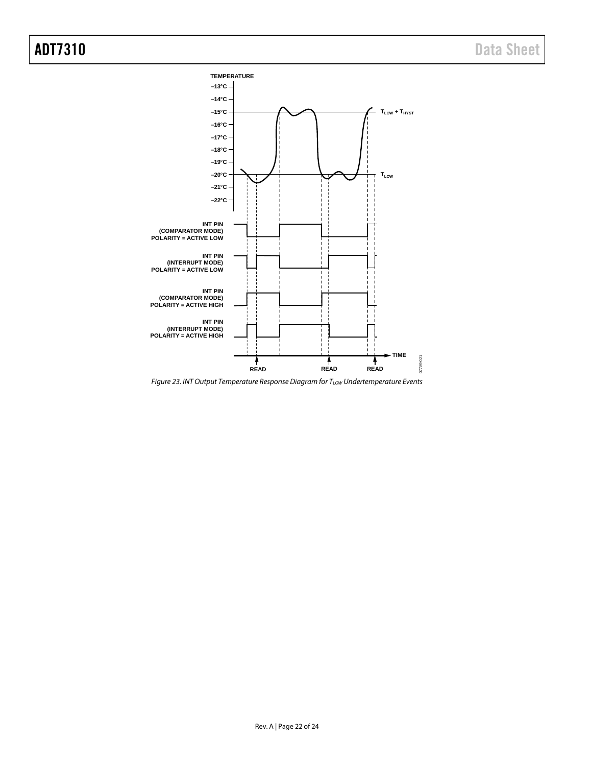Figure 23. INT Output Temperature Response Diagram for $T_{LOW}$ Undertemperature Events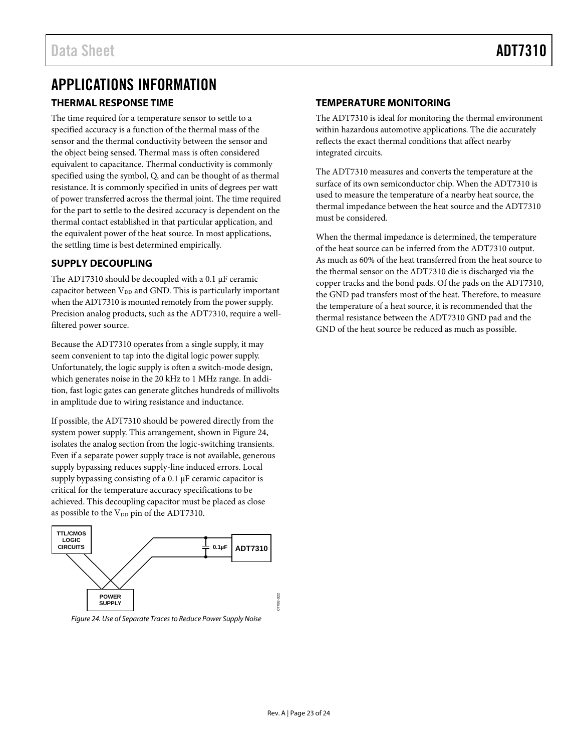# APPLICATIONS INFORMATION

## THERMAL RESPONSE TIME

The time required for a temperature sensor to settle to a specified accuracy is a function of the thermal mass of the sensor and the thermal conductivity between the sensor and the object being sensed. Thermal mass is often considered equivalent to capacitance. Thermal conductivity is commonly specified using the symbol, Q, and can be thought of as thermal resistance. It is commonly specified in units of degrees per watt of power transferred across the thermal joint. The time required for the part to settle to the desired accuracy is dependent on the thermal contact established in that particular application, and the equivalent power of the heat source. In most applications, the settling time is best determined empirically.

## SUPPLY DECOUPLING

The ADT7310 should be decoupled with a 0.1 μF ceramic capacitor between $V_{DD}$ and GND. This is particularly important when the ADT7310 is mounted remotely from the power supply. Precision analog products, such as the ADT7310, require a well-filtered power source.

Because the ADT7310 operates from a single supply, it may seem convenient to tap into the digital logic power supply. Unfortunately, the logic supply is often a switch-mode design, which generates noise in the 20 kHz to 1 MHz range. In addition, fast logic gates can generate glitches hundreds of millivolts in amplitude due to wiring resistance and inductance.

If possible, the ADT7310 should be powered directly from the system power supply. This arrangement, shown in Figure 24, isolates the analog section from the logic-switching transients. Even if a separate power supply trace is not available, generous supply bypassing reduces supply-line induced errors. Local supply bypassing consisting of a 0.1 μF ceramic capacitor is critical for the temperature accuracy specifications to be achieved. This decoupling capacitor must be placed as close as possible to the $V_{DD}$ pin of the ADT7310.

TTL/CMOS LOGIC CIRCUITS

0.1µF ADT7310

POWER SUPPLY

*Figure 24. Use of Separate Traces to Reduce Power Supply Noise*

## TEMPERATURE MONITORING

The ADT7310 is ideal for monitoring the thermal environment within hazardous automotive applications. The die accurately reflects the exact thermal conditions that affect nearby integrated circuits.

The ADT7310 measures and converts the temperature at the surface of its own semiconductor chip. When the ADT7310 is used to measure the temperature of a nearby heat source, the thermal impedance between the heat source and the ADT7310 must be considered.

When the thermal impedance is determined, the temperature of the heat source can be inferred from the ADT7310 output. As much as 60% of the heat transferred from the heat source to the thermal sensor on the ADT7310 die is discharged via the copper tracks and the bond pads. Of the pads on the ADT7310, the GND pad transfers most of the heat. Therefore, to measure the temperature of a heat source, it is recommended that the thermal resistance between the ADT7310 GND pad and the GND of the heat source be reduced as much as possible.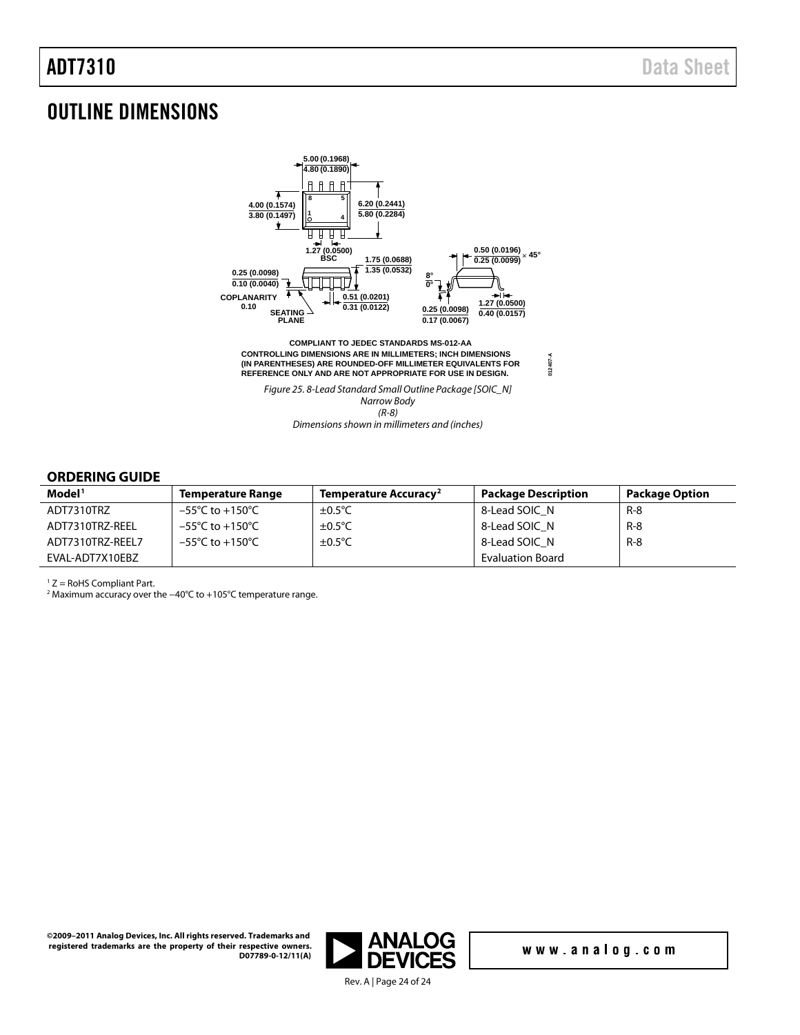# OUTLINE DIMENSIONS

5.00 (0.1968)
4.80 (0.1890)

4.00 (0.1574)
3.80 (0.1497)

6.20 (0.2441)
5.80 (0.2284)

8 5 1 4

1.27 (0.0500) BSC

1.75 (0.0688)
1.35 (0.0532)

0.50 (0.0196)
0.25 (0.0099)
× 45°

0.25 (0.0098)
0.10 (0.0040)

COPLANARITY 0.10

SEATING PLANE

0.51 (0.0201)
0.31 (0.0122)

8°
0°

0.25 (0.0098)
0.17 (0.0067)

1.27 (0.0500)
0.40 (0.0157)

COMPLIANT TO JEDEC STANDARDS MS-012-AA

CONTROLLING DIMENSIONS ARE IN MILLIMETERS; INCH DIMENSIONS (IN PARENTHESES) ARE ROUNDED-OFF MILLIMETER EQUIVALENTS FOR REFERENCE ONLY AND ARE NOT APPROPRIATE FOR USE IN DESIGN.

012407-A

*Figure 25. 8-Lead Standard Small Outline Package [SOIC_N]*
*Narrow Body*
*(R-8)*
*Dimensions shown in millimeters and (inches)*

## ORDERING GUIDE

| Model[1] | Temperature Range | Temperature Accuracy[2] | Package Description | Package Option |
|---|---|---|---|---|
| ADT7310TRZ | −55°C to +150°C | ±0.5°C | 8-Lead SOIC_N | R-8 |
| ADT7310TRZ-REEL | −55°C to +150°C | ±0.5°C | 8-Lead SOIC_N | R-8 |
| ADT7310TRZ-REEL7 | −55°C to +150°C | ±0.5°C | 8-Lead SOIC_N | R-8 |
| EVAL-ADT7X10EBZ | | | Evaluation Board | |

[1] Z = RoHS Compliant Part.
[2] Maximum accuracy over the −40°C to +105°C temperature range.

**©2009–2011 Analog Devices, Inc. All rights reserved. Trademarks and registered trademarks are the property of their respective owners. D07789-0-12/11(A)**